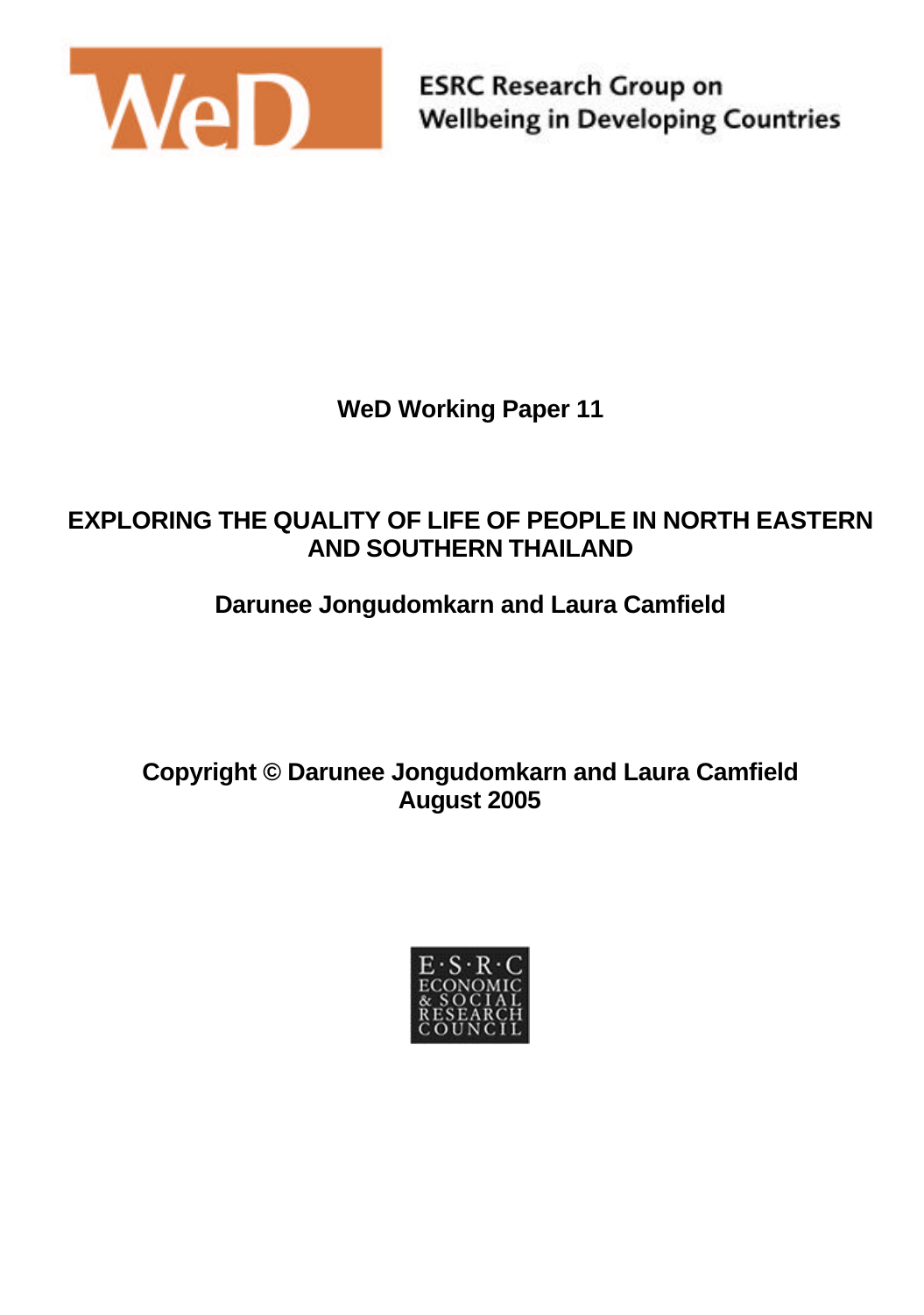WeD

ESRC Research Group on
Wellbeing in Developing Countries

**WeD Working Paper 11**

# EXPLORING THE QUALITY OF LIFE OF PEOPLE IN NORTH EASTERN AND SOUTHERN THAILAND

**Darunee Jongudomkarn and Laura Camfield**

**Copyright © Darunee Jongudomkarn and Laura Camfield
August 2005**

E·S·R·C
ECONOMIC
& SOCIAL
RESEARCH
COUNCIL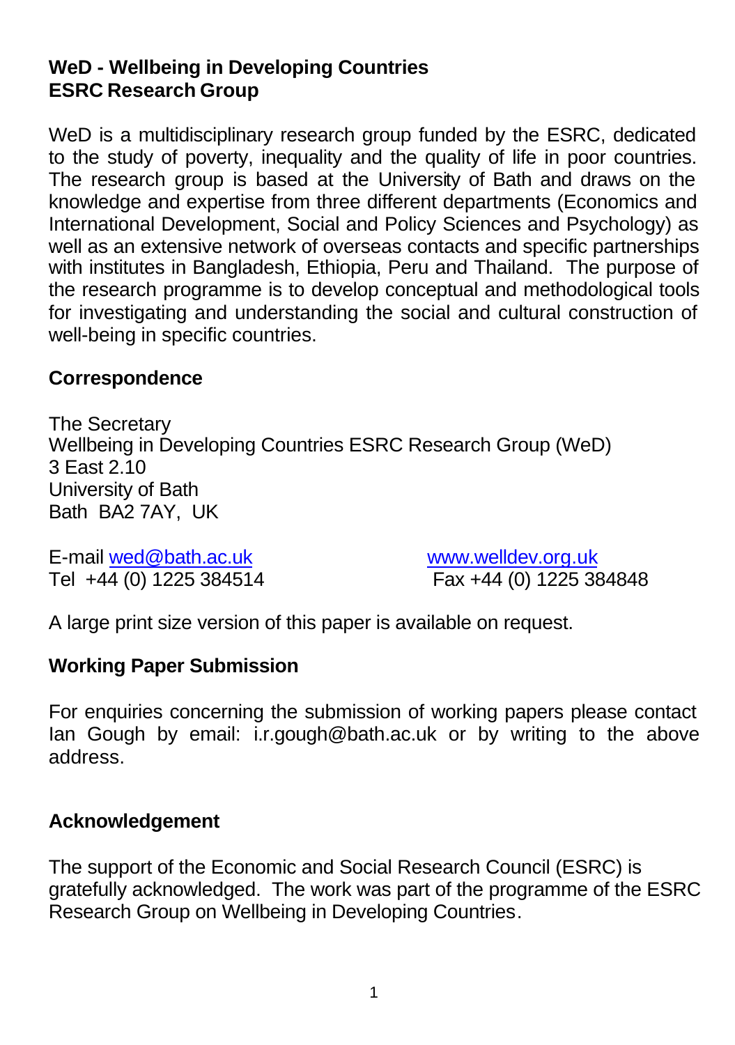**WeD - Wellbeing in Developing Countries**
**ESRC Research Group**

WeD is a multidisciplinary research group funded by the ESRC, dedicated to the study of poverty, inequality and the quality of life in poor countries. The research group is based at the University of Bath and draws on the knowledge and expertise from three different departments (Economics and International Development, Social and Policy Sciences and Psychology) as well as an extensive network of overseas contacts and specific partnerships with institutes in Bangladesh, Ethiopia, Peru and Thailand. The purpose of the research programme is to develop conceptual and methodological tools for investigating and understanding the social and cultural construction of well-being in specific countries.

**Correspondence**

The Secretary
Wellbeing in Developing Countries ESRC Research Group (WeD)
3 East 2.10
University of Bath
Bath BA2 7AY, UK

E-mail wed@bath.ac.uk | www.welldev.org.uk
Tel +44 (0) 1225 384514 | Fax +44 (0) 1225 384848

A large print size version of this paper is available on request.

**Working Paper Submission**

For enquiries concerning the submission of working papers please contact Ian Gough by email: i.r.gough@bath.ac.uk or by writing to the above address.

**Acknowledgement**

The support of the Economic and Social Research Council (ESRC) is gratefully acknowledged. The work was part of the programme of the ESRC Research Group on Wellbeing in Developing Countries.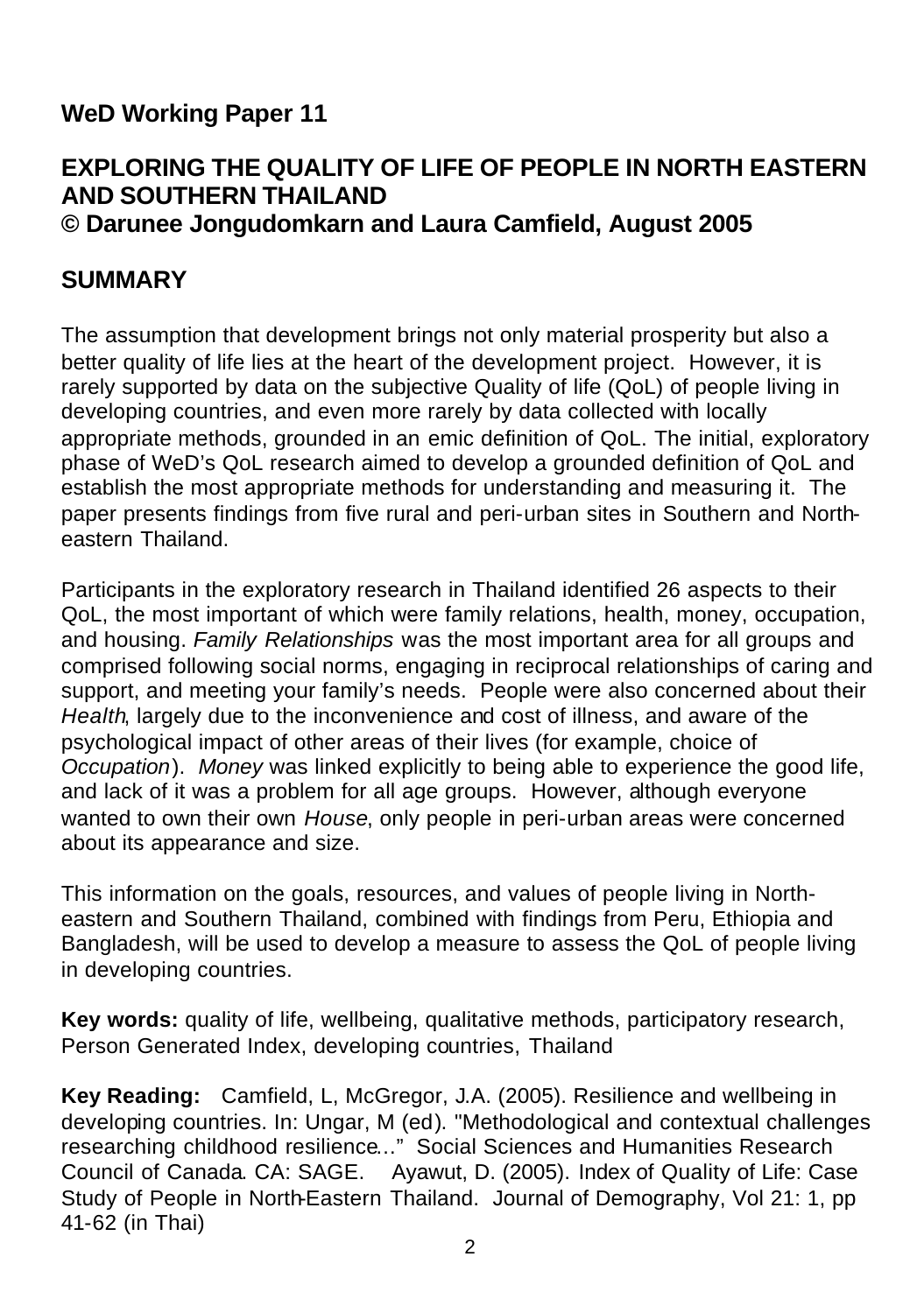## WeD Working Paper 11

## EXPLORING THE QUALITY OF LIFE OF PEOPLE IN NORTH EASTERN AND SOUTHERN THAILAND
**© Darunee Jongudomkarn and Laura Camfield, August 2005**

## SUMMARY

The assumption that development brings not only material prosperity but also a better quality of life lies at the heart of the development project. However, it is rarely supported by data on the subjective Quality of life (QoL) of people living in developing countries, and even more rarely by data collected with locally appropriate methods, grounded in an emic definition of QoL. The initial, exploratory phase of WeD's QoL research aimed to develop a grounded definition of QoL and establish the most appropriate methods for understanding and measuring it. The paper presents findings from five rural and peri-urban sites in Southern and North-eastern Thailand.

Participants in the exploratory research in Thailand identified 26 aspects to their QoL, the most important of which were family relations, health, money, occupation, and housing. *Family Relationships* was the most important area for all groups and comprised following social norms, engaging in reciprocal relationships of caring and support, and meeting your family's needs. People were also concerned about their *Health*, largely due to the inconvenience and cost of illness, and aware of the psychological impact of other areas of their lives (for example, choice of *Occupation*). *Money* was linked explicitly to being able to experience the good life, and lack of it was a problem for all age groups. However, although everyone wanted to own their own *House*, only people in peri-urban areas were concerned about its appearance and size.

This information on the goals, resources, and values of people living in North-eastern and Southern Thailand, combined with findings from Peru, Ethiopia and Bangladesh, will be used to develop a measure to assess the QoL of people living in developing countries.

**Key words:** quality of life, wellbeing, qualitative methods, participatory research, Person Generated Index, developing countries, Thailand

**Key Reading:** Camfield, L, McGregor, J.A. (2005). Resilience and wellbeing in developing countries. In: Ungar, M (ed). "Methodological and contextual challenges researching childhood resilience..." Social Sciences and Humanities Research Council of Canada. CA: SAGE. Ayawut, D. (2005). Index of Quality of Life: Case Study of People in North-Eastern Thailand. Journal of Demography, Vol 21: 1, pp 41-62 (in Thai)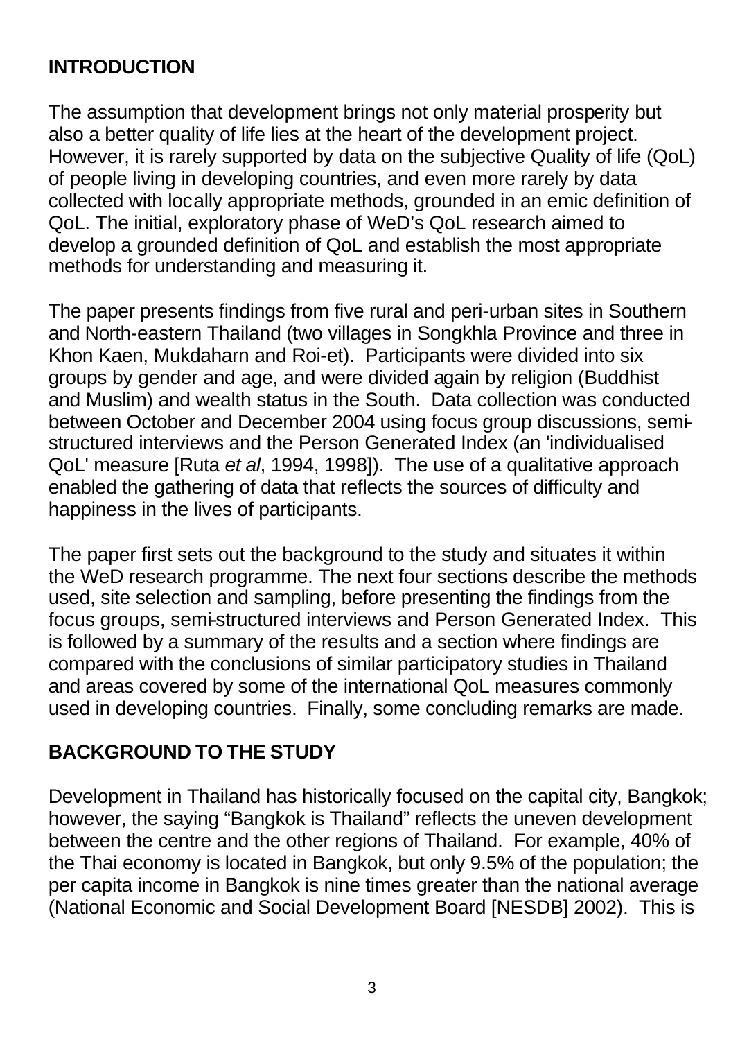## INTRODUCTION

The assumption that development brings not only material prosperity but also a better quality of life lies at the heart of the development project. However, it is rarely supported by data on the subjective Quality of life (QoL) of people living in developing countries, and even more rarely by data collected with locally appropriate methods, grounded in an emic definition of QoL. The initial, exploratory phase of WeD's QoL research aimed to develop a grounded definition of QoL and establish the most appropriate methods for understanding and measuring it.

The paper presents findings from five rural and peri-urban sites in Southern and North-eastern Thailand (two villages in Songkhla Province and three in Khon Kaen, Mukdaharn and Roi-et). Participants were divided into six groups by gender and age, and were divided again by religion (Buddhist and Muslim) and wealth status in the South. Data collection was conducted between October and December 2004 using focus group discussions, semi-structured interviews and the Person Generated Index (an 'individualised QoL' measure [Ruta *et al*, 1994, 1998]). The use of a qualitative approach enabled the gathering of data that reflects the sources of difficulty and happiness in the lives of participants.

The paper first sets out the background to the study and situates it within the WeD research programme. The next four sections describe the methods used, site selection and sampling, before presenting the findings from the focus groups, semi-structured interviews and Person Generated Index. This is followed by a summary of the results and a section where findings are compared with the conclusions of similar participatory studies in Thailand and areas covered by some of the international QoL measures commonly used in developing countries. Finally, some concluding remarks are made.

## BACKGROUND TO THE STUDY

Development in Thailand has historically focused on the capital city, Bangkok; however, the saying "Bangkok is Thailand" reflects the uneven development between the centre and the other regions of Thailand. For example, 40% of the Thai economy is located in Bangkok, but only 9.5% of the population; the per capita income in Bangkok is nine times greater than the national average (National Economic and Social Development Board [NESDB] 2002). This is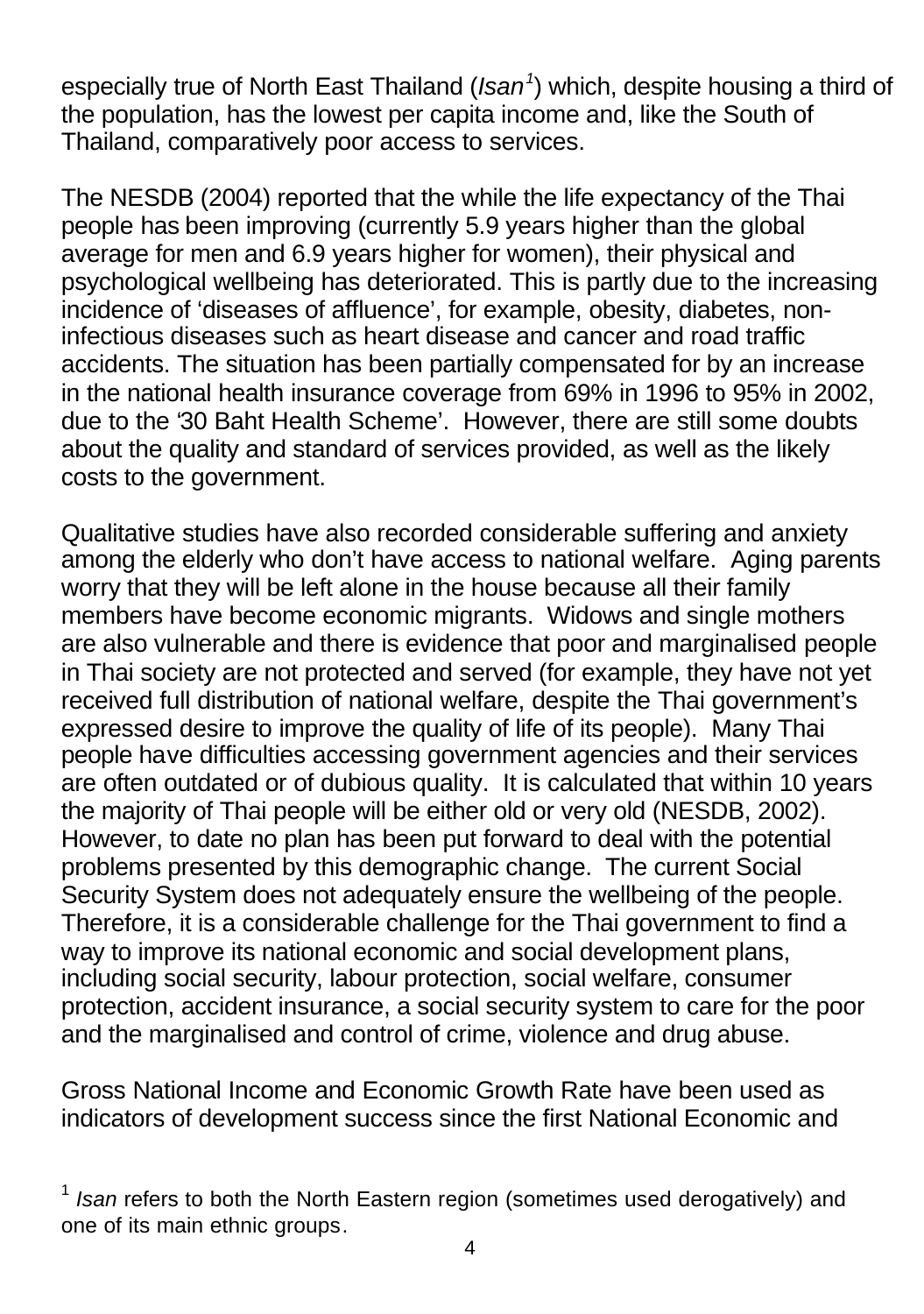especially true of North East Thailand (*Isan*[1]) which, despite housing a third of the population, has the lowest per capita income and, like the South of Thailand, comparatively poor access to services.

The NESDB (2004) reported that the while the life expectancy of the Thai people has been improving (currently 5.9 years higher than the global average for men and 6.9 years higher for women), their physical and psychological wellbeing has deteriorated. This is partly due to the increasing incidence of 'diseases of affluence', for example, obesity, diabetes, non-infectious diseases such as heart disease and cancer and road traffic accidents. The situation has been partially compensated for by an increase in the national health insurance coverage from 69% in 1996 to 95% in 2002, due to the '30 Baht Health Scheme'. However, there are still some doubts about the quality and standard of services provided, as well as the likely costs to the government.

Qualitative studies have also recorded considerable suffering and anxiety among the elderly who don't have access to national welfare. Aging parents worry that they will be left alone in the house because all their family members have become economic migrants. Widows and single mothers are also vulnerable and there is evidence that poor and marginalised people in Thai society are not protected and served (for example, they have not yet received full distribution of national welfare, despite the Thai government's expressed desire to improve the quality of life of its people). Many Thai people have difficulties accessing government agencies and their services are often outdated or of dubious quality. It is calculated that within 10 years the majority of Thai people will be either old or very old (NESDB, 2002). However, to date no plan has been put forward to deal with the potential problems presented by this demographic change. The current Social Security System does not adequately ensure the wellbeing of the people. Therefore, it is a considerable challenge for the Thai government to find a way to improve its national economic and social development plans, including social security, labour protection, social welfare, consumer protection, accident insurance, a social security system to care for the poor and the marginalised and control of crime, violence and drug abuse.

Gross National Income and Economic Growth Rate have been used as indicators of development success since the first National Economic and

[1] *Isan* refers to both the North Eastern region (sometimes used derogatively) and one of its main ethnic groups.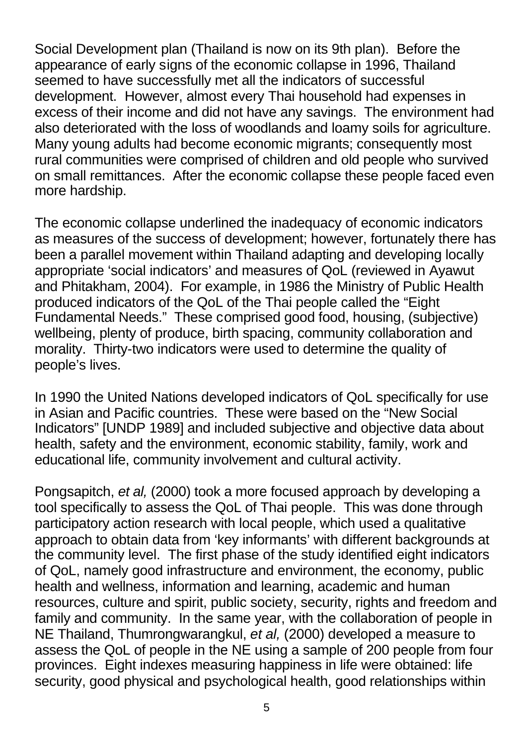Social Development plan (Thailand is now on its 9th plan). Before the appearance of early signs of the economic collapse in 1996, Thailand seemed to have successfully met all the indicators of successful development. However, almost every Thai household had expenses in excess of their income and did not have any savings. The environment had also deteriorated with the loss of woodlands and loamy soils for agriculture. Many young adults had become economic migrants; consequently most rural communities were comprised of children and old people who survived on small remittances. After the economic collapse these people faced even more hardship.

The economic collapse underlined the inadequacy of economic indicators as measures of the success of development; however, fortunately there has been a parallel movement within Thailand adapting and developing locally appropriate 'social indicators' and measures of QoL (reviewed in Ayawut and Phitakham, 2004). For example, in 1986 the Ministry of Public Health produced indicators of the QoL of the Thai people called the "Eight Fundamental Needs." These comprised good food, housing, (subjective) wellbeing, plenty of produce, birth spacing, community collaboration and morality. Thirty-two indicators were used to determine the quality of people's lives.

In 1990 the United Nations developed indicators of QoL specifically for use in Asian and Pacific countries. These were based on the "New Social Indicators" [UNDP 1989] and included subjective and objective data about health, safety and the environment, economic stability, family, work and educational life, community involvement and cultural activity.

Pongsapitch, *et al,* (2000) took a more focused approach by developing a tool specifically to assess the QoL of Thai people. This was done through participatory action research with local people, which used a qualitative approach to obtain data from 'key informants' with different backgrounds at the community level. The first phase of the study identified eight indicators of QoL, namely good infrastructure and environment, the economy, public health and wellness, information and learning, academic and human resources, culture and spirit, public society, security, rights and freedom and family and community. In the same year, with the collaboration of people in NE Thailand, Thumrongwarangkul, *et al,* (2000) developed a measure to assess the QoL of people in the NE using a sample of 200 people from four provinces. Eight indexes measuring happiness in life were obtained: life security, good physical and psychological health, good relationships within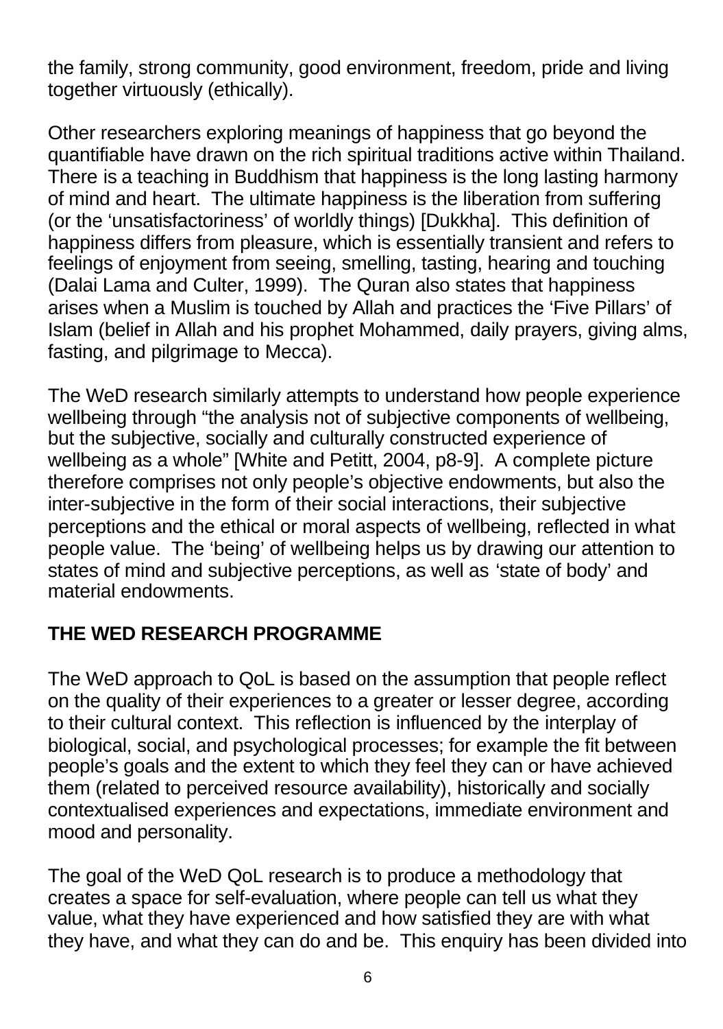the family, strong community, good environment, freedom, pride and living together virtuously (ethically).

Other researchers exploring meanings of happiness that go beyond the quantifiable have drawn on the rich spiritual traditions active within Thailand. There is a teaching in Buddhism that happiness is the long lasting harmony of mind and heart. The ultimate happiness is the liberation from suffering (or the 'unsatisfactoriness' of worldly things) [Dukkha]. This definition of happiness differs from pleasure, which is essentially transient and refers to feelings of enjoyment from seeing, smelling, tasting, hearing and touching (Dalai Lama and Culter, 1999). The Quran also states that happiness arises when a Muslim is touched by Allah and practices the 'Five Pillars' of Islam (belief in Allah and his prophet Mohammed, daily prayers, giving alms, fasting, and pilgrimage to Mecca).

The WeD research similarly attempts to understand how people experience wellbeing through "the analysis not of subjective components of wellbeing, but the subjective, socially and culturally constructed experience of wellbeing as a whole" [White and Petitt, 2004, p8-9]. A complete picture therefore comprises not only people's objective endowments, but also the inter-subjective in the form of their social interactions, their subjective perceptions and the ethical or moral aspects of wellbeing, reflected in what people value. The 'being' of wellbeing helps us by drawing our attention to states of mind and subjective perceptions, as well as 'state of body' and material endowments.

## THE WED RESEARCH PROGRAMME

The WeD approach to QoL is based on the assumption that people reflect on the quality of their experiences to a greater or lesser degree, according to their cultural context. This reflection is influenced by the interplay of biological, social, and psychological processes; for example the fit between people's goals and the extent to which they feel they can or have achieved them (related to perceived resource availability), historically and socially contextualised experiences and expectations, immediate environment and mood and personality.

The goal of the WeD QoL research is to produce a methodology that creates a space for self-evaluation, where people can tell us what they value, what they have experienced and how satisfied they are with what they have, and what they can do and be. This enquiry has been divided into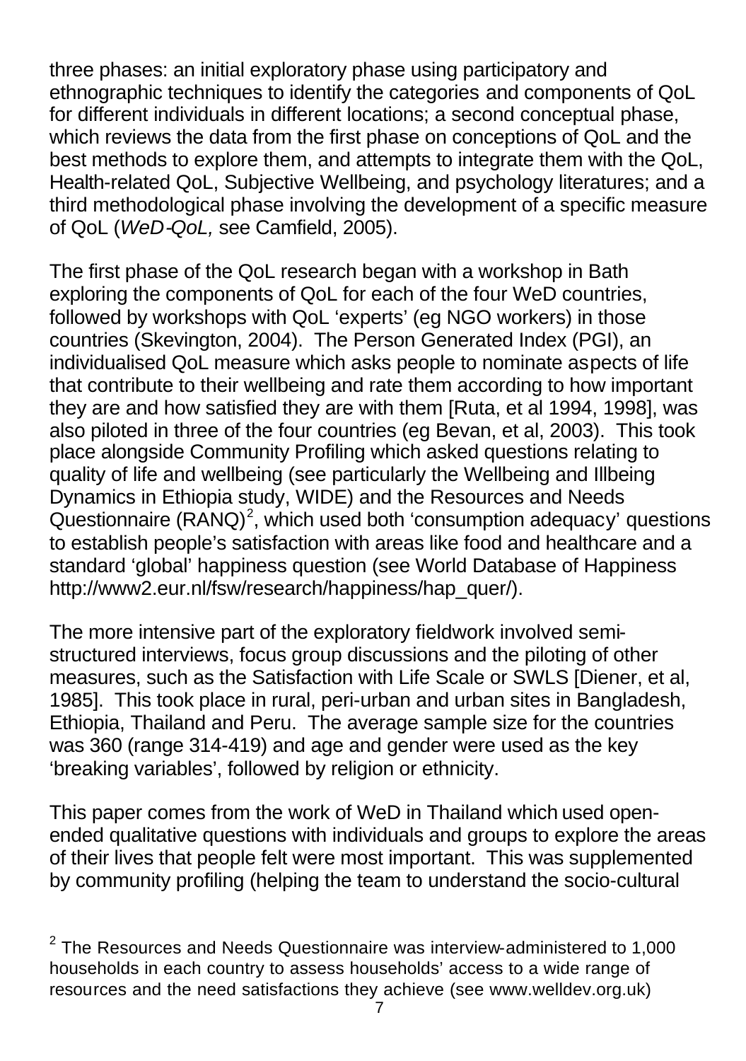three phases: an initial exploratory phase using participatory and ethnographic techniques to identify the categories and components of QoL for different individuals in different locations; a second conceptual phase, which reviews the data from the first phase on conceptions of QoL and the best methods to explore them, and attempts to integrate them with the QoL, Health-related QoL, Subjective Wellbeing, and psychology literatures; and a third methodological phase involving the development of a specific measure of QoL (*WeD-QoL,* see Camfield, 2005).

The first phase of the QoL research began with a workshop in Bath exploring the components of QoL for each of the four WeD countries, followed by workshops with QoL 'experts' (eg NGO workers) in those countries (Skevington, 2004). The Person Generated Index (PGI), an individualised QoL measure which asks people to nominate aspects of life that contribute to their wellbeing and rate them according to how important they are and how satisfied they are with them [Ruta, et al 1994, 1998], was also piloted in three of the four countries (eg Bevan, et al, 2003). This took place alongside Community Profiling which asked questions relating to quality of life and wellbeing (see particularly the Wellbeing and Illbeing Dynamics in Ethiopia study, WIDE) and the Resources and Needs Questionnaire (RANQ)[2], which used both 'consumption adequacy' questions to establish people's satisfaction with areas like food and healthcare and a standard 'global' happiness question (see World Database of Happiness http://www2.eur.nl/fsw/research/happiness/hap_quer/).

The more intensive part of the exploratory fieldwork involved semi-structured interviews, focus group discussions and the piloting of other measures, such as the Satisfaction with Life Scale or SWLS [Diener, et al, 1985]. This took place in rural, peri-urban and urban sites in Bangladesh, Ethiopia, Thailand and Peru. The average sample size for the countries was 360 (range 314-419) and age and gender were used as the key 'breaking variables', followed by religion or ethnicity.

This paper comes from the work of WeD in Thailand which used open-ended qualitative questions with individuals and groups to explore the areas of their lives that people felt were most important. This was supplemented by community profiling (helping the team to understand the socio-cultural

[2] The Resources and Needs Questionnaire was interview-administered to 1,000 households in each country to assess households' access to a wide range of resources and the need satisfactions they achieve (see www.welldev.org.uk)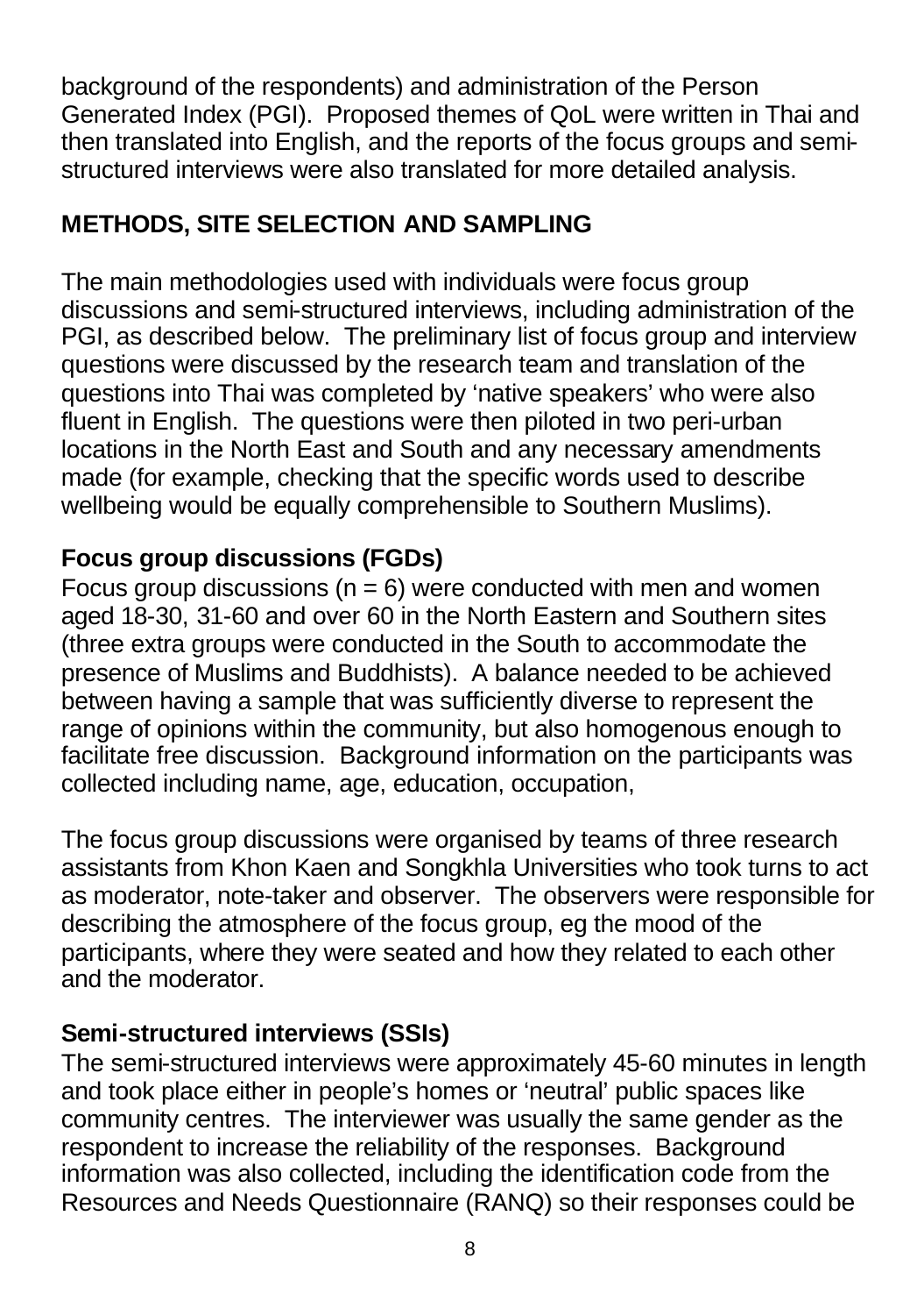background of the respondents) and administration of the Person Generated Index (PGI). Proposed themes of QoL were written in Thai and then translated into English, and the reports of the focus groups and semi-structured interviews were also translated for more detailed analysis.

## METHODS, SITE SELECTION AND SAMPLING

The main methodologies used with individuals were focus group discussions and semi-structured interviews, including administration of the PGI, as described below. The preliminary list of focus group and interview questions were discussed by the research team and translation of the questions into Thai was completed by 'native speakers' who were also fluent in English. The questions were then piloted in two peri-urban locations in the North East and South and any necessary amendments made (for example, checking that the specific words used to describe wellbeing would be equally comprehensible to Southern Muslims).

### Focus group discussions (FGDs)

Focus group discussions ($n = 6$) were conducted with men and women aged 18-30, 31-60 and over 60 in the North Eastern and Southern sites (three extra groups were conducted in the South to accommodate the presence of Muslims and Buddhists). A balance needed to be achieved between having a sample that was sufficiently diverse to represent the range of opinions within the community, but also homogenous enough to facilitate free discussion. Background information on the participants was collected including name, age, education, occupation,

The focus group discussions were organised by teams of three research assistants from Khon Kaen and Songkhla Universities who took turns to act as moderator, note-taker and observer. The observers were responsible for describing the atmosphere of the focus group, eg the mood of the participants, where they were seated and how they related to each other and the moderator.

### Semi-structured interviews (SSIs)

The semi-structured interviews were approximately 45-60 minutes in length and took place either in people's homes or 'neutral' public spaces like community centres. The interviewer was usually the same gender as the respondent to increase the reliability of the responses. Background information was also collected, including the identification code from the Resources and Needs Questionnaire (RANQ) so their responses could be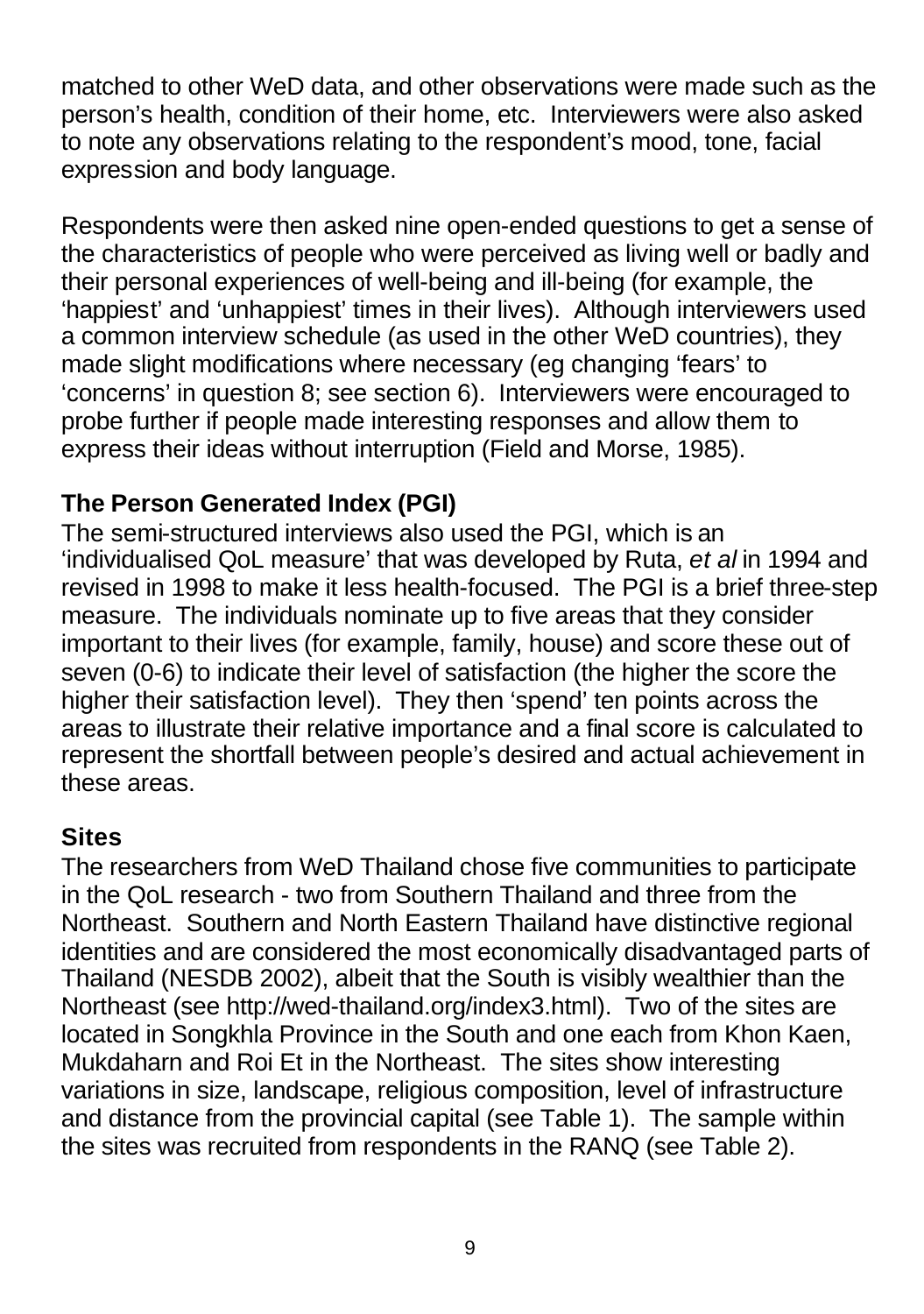matched to other WeD data, and other observations were made such as the person's health, condition of their home, etc. Interviewers were also asked to note any observations relating to the respondent's mood, tone, facial expression and body language.

Respondents were then asked nine open-ended questions to get a sense of the characteristics of people who were perceived as living well or badly and their personal experiences of well-being and ill-being (for example, the 'happiest' and 'unhappiest' times in their lives). Although interviewers used a common interview schedule (as used in the other WeD countries), they made slight modifications where necessary (eg changing 'fears' to 'concerns' in question 8; see section 6). Interviewers were encouraged to probe further if people made interesting responses and allow them to express their ideas without interruption (Field and Morse, 1985).

### The Person Generated Index (PGI)

The semi-structured interviews also used the PGI, which is an 'individualised QoL measure' that was developed by Ruta, *et al* in 1994 and revised in 1998 to make it less health-focused. The PGI is a brief three-step measure. The individuals nominate up to five areas that they consider important to their lives (for example, family, house) and score these out of seven (0-6) to indicate their level of satisfaction (the higher the score the higher their satisfaction level). They then 'spend' ten points across the areas to illustrate their relative importance and a final score is calculated to represent the shortfall between people's desired and actual achievement in these areas.

### Sites

The researchers from WeD Thailand chose five communities to participate in the QoL research - two from Southern Thailand and three from the Northeast. Southern and North Eastern Thailand have distinctive regional identities and are considered the most economically disadvantaged parts of Thailand (NESDB 2002), albeit that the South is visibly wealthier than the Northeast (see http://wed-thailand.org/index3.html). Two of the sites are located in Songkhla Province in the South and one each from Khon Kaen, Mukdaharn and Roi Et in the Northeast. The sites show interesting variations in size, landscape, religious composition, level of infrastructure and distance from the provincial capital (see Table 1). The sample within the sites was recruited from respondents in the RANQ (see Table 2).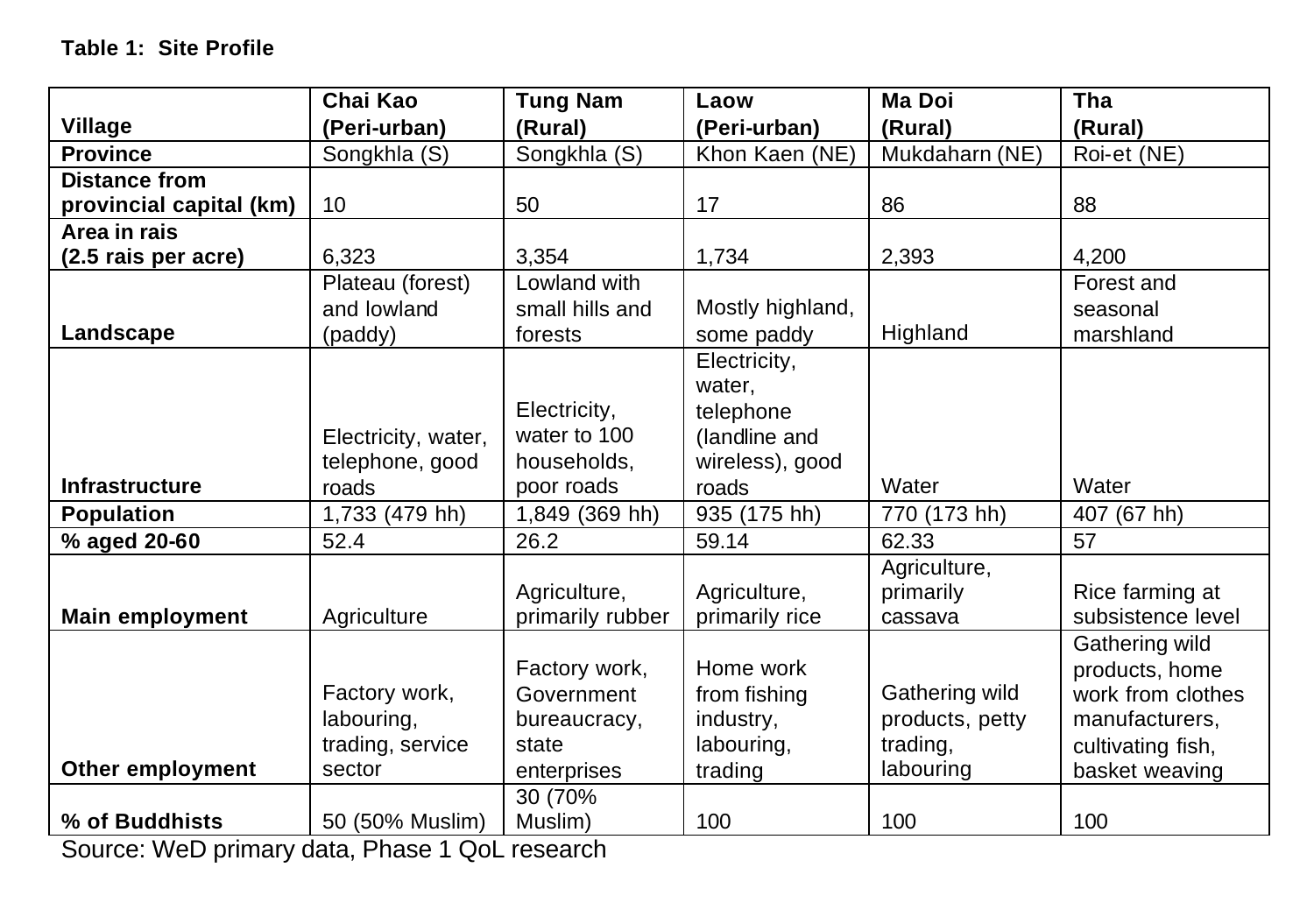**Table 1: Site Profile**

| Village | Chai Kao (Peri-urban) | Tung Nam (Rural) | Laow (Peri-urban) | Ma Doi (Rural) | Tha (Rural) |
|---|---|---|---|---|---|
| Province | Songkhla (S) | Songkhla (S) | Khon Kaen (NE) | Mukdaharn (NE) | Roi-et (NE) |
| Distance from provincial capital (km) | 10 | 50 | 17 | 86 | 88 |
| Area in rais (2.5 rais per acre) | 6,323 | 3,354 | 1,734 | 2,393 | 4,200 |
| Landscape | Plateau (forest) and lowland (paddy) | Lowland with small hills and forests | Mostly highland, some paddy | Highland | Forest and seasonal marshland |
| Infrastructure | Electricity, water, telephone, good roads | Electricity, water to 100 households, poor roads | Electricity, water, telephone (landline and wireless), good roads | Water | Water |
| Population | 1,733 (479 hh) | 1,849 (369 hh) | 935 (175 hh) | 770 (173 hh) | 407 (67 hh) |
| % aged 20-60 | 52.4 | 26.2 | 59.14 | 62.33 | 57 |
| Main employment | Agriculture | Agriculture, primarily rubber | Agriculture, primarily rice | Agriculture, primarily cassava | Rice farming at subsistence level |
| Other employment | Factory work, labouring, trading, service sector | Factory work, Government bureaucracy, state enterprises | Home work from fishing industry, labouring, trading | Gathering wild products, petty trading, labouring | Gathering wild products, home work from clothes manufacturers, cultivating fish, basket weaving |
| % of Buddhists | 50 (50% Muslim) | 30 (70% Muslim) | 100 | 100 | 100 |

Source: WeD primary data, Phase 1 QoL research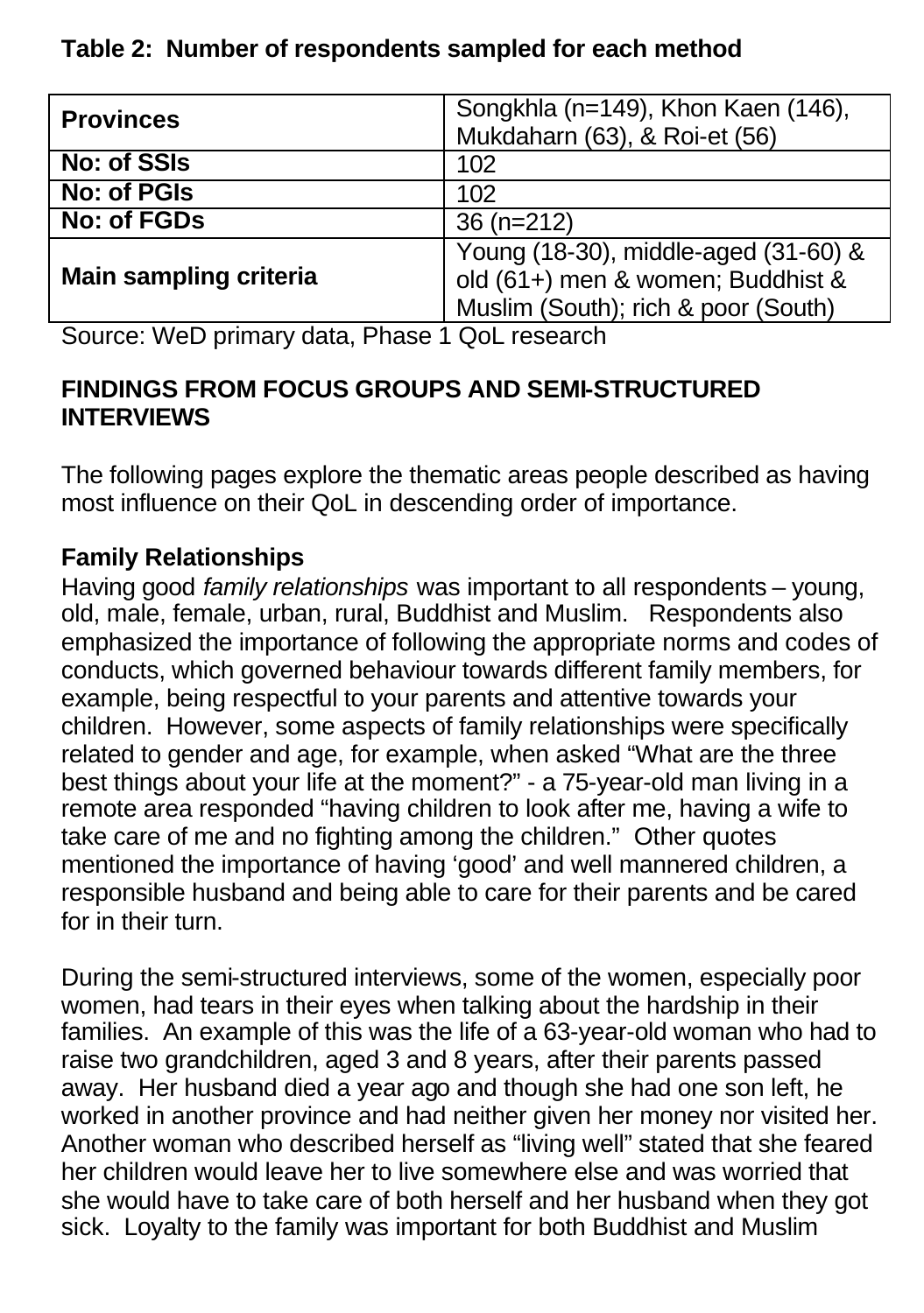**Table 2: Number of respondents sampled for each method**

| | |
|---|---|
| **Provinces** | Songkhla (n=149), Khon Kaen (146), Mukdaharn (63), & Roi-et (56) |
| **No: of SSIs** | 102 |
| **No: of PGIs** | 102 |
| **No: of FGDs** | 36 (n=212) |
| **Main sampling criteria** | Young (18-30), middle-aged (31-60) & old (61+) men & women; Buddhist & Muslim (South); rich & poor (South) |

Source: WeD primary data, Phase 1 QoL research

## FINDINGS FROM FOCUS GROUPS AND SEMI-STRUCTURED INTERVIEWS

The following pages explore the thematic areas people described as having most influence on their QoL in descending order of importance.

### Family Relationships

Having good *family relationships* was important to all respondents – young, old, male, female, urban, rural, Buddhist and Muslim. Respondents also emphasized the importance of following the appropriate norms and codes of conducts, which governed behaviour towards different family members, for example, being respectful to your parents and attentive towards your children. However, some aspects of family relationships were specifically related to gender and age, for example, when asked "What are the three best things about your life at the moment?" - a 75-year-old man living in a remote area responded "having children to look after me, having a wife to take care of me and no fighting among the children." Other quotes mentioned the importance of having 'good' and well mannered children, a responsible husband and being able to care for their parents and be cared for in their turn.

During the semi-structured interviews, some of the women, especially poor women, had tears in their eyes when talking about the hardship in their families. An example of this was the life of a 63-year-old woman who had to raise two grandchildren, aged 3 and 8 years, after their parents passed away. Her husband died a year ago and though she had one son left, he worked in another province and had neither given her money nor visited her. Another woman who described herself as "living well" stated that she feared her children would leave her to live somewhere else and was worried that she would have to take care of both herself and her husband when they got sick. Loyalty to the family was important for both Buddhist and Muslim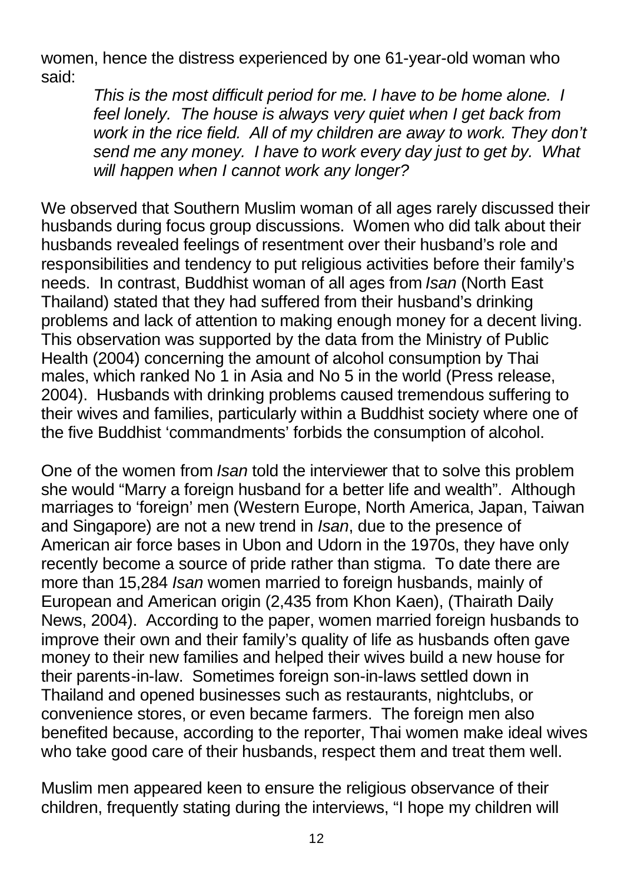women, hence the distress experienced by one 61-year-old woman who said:

> *This is the most difficult period for me. I have to be home alone. I feel lonely. The house is always very quiet when I get back from work in the rice field. All of my children are away to work. They don't send me any money. I have to work every day just to get by. What will happen when I cannot work any longer?*

We observed that Southern Muslim woman of all ages rarely discussed their husbands during focus group discussions. Women who did talk about their husbands revealed feelings of resentment over their husband's role and responsibilities and tendency to put religious activities before their family's needs. In contrast, Buddhist woman of all ages from *Isan* (North East Thailand) stated that they had suffered from their husband's drinking problems and lack of attention to making enough money for a decent living. This observation was supported by the data from the Ministry of Public Health (2004) concerning the amount of alcohol consumption by Thai males, which ranked No 1 in Asia and No 5 in the world (Press release, 2004). Husbands with drinking problems caused tremendous suffering to their wives and families, particularly within a Buddhist society where one of the five Buddhist 'commandments' forbids the consumption of alcohol.

One of the women from *Isan* told the interviewer that to solve this problem she would "Marry a foreign husband for a better life and wealth". Although marriages to 'foreign' men (Western Europe, North America, Japan, Taiwan and Singapore) are not a new trend in *Isan*, due to the presence of American air force bases in Ubon and Udorn in the 1970s, they have only recently become a source of pride rather than stigma. To date there are more than 15,284 *Isan* women married to foreign husbands, mainly of European and American origin (2,435 from Khon Kaen), (Thairath Daily News, 2004). According to the paper, women married foreign husbands to improve their own and their family's quality of life as husbands often gave money to their new families and helped their wives build a new house for their parents-in-law. Sometimes foreign son-in-laws settled down in Thailand and opened businesses such as restaurants, nightclubs, or convenience stores, or even became farmers. The foreign men also benefited because, according to the reporter, Thai women make ideal wives who take good care of their husbands, respect them and treat them well.

Muslim men appeared keen to ensure the religious observance of their children, frequently stating during the interviews, "I hope my children will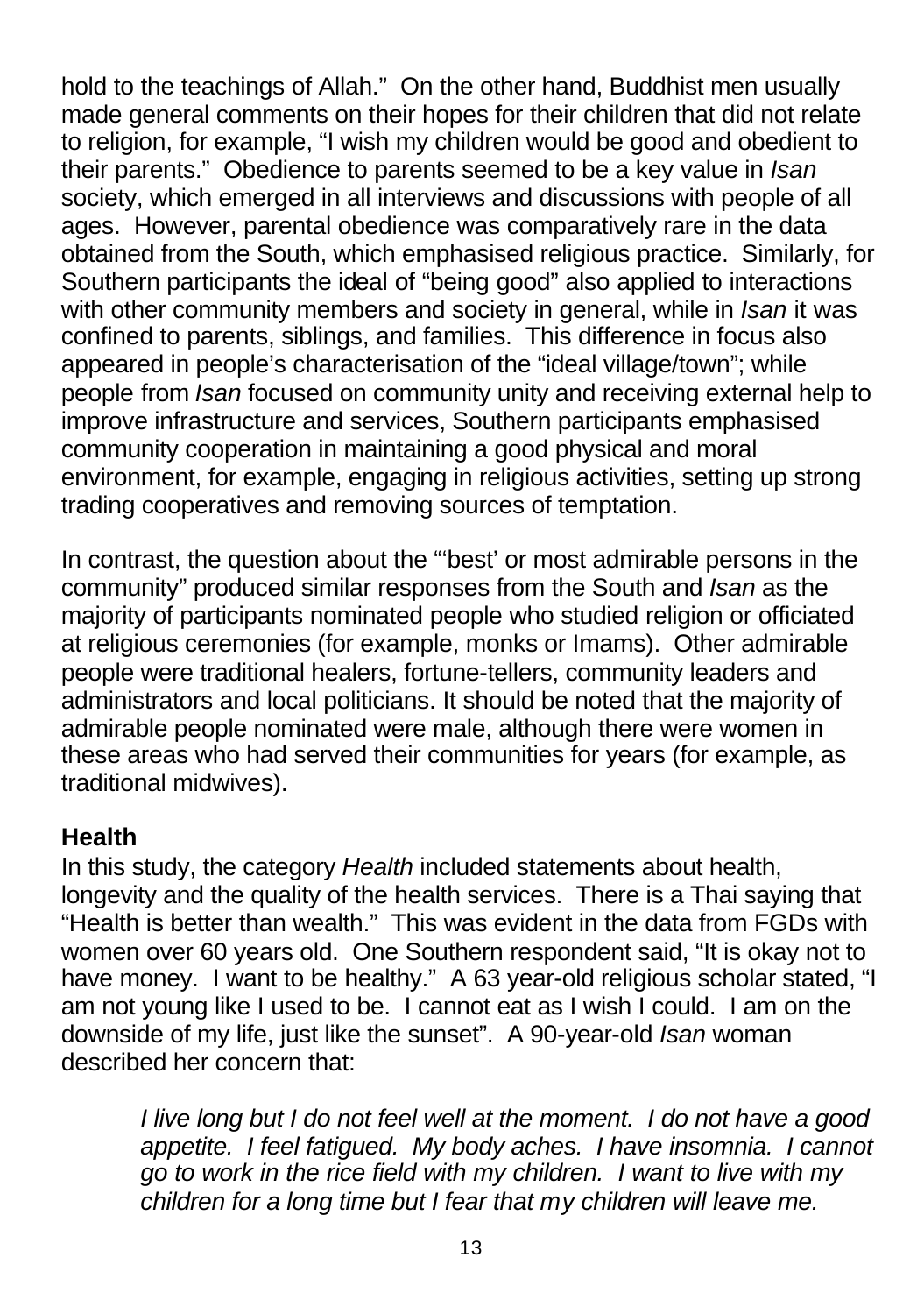hold to the teachings of Allah." On the other hand, Buddhist men usually made general comments on their hopes for their children that did not relate to religion, for example, "I wish my children would be good and obedient to their parents." Obedience to parents seemed to be a key value in *Isan* society, which emerged in all interviews and discussions with people of all ages. However, parental obedience was comparatively rare in the data obtained from the South, which emphasised religious practice. Similarly, for Southern participants the ideal of "being good" also applied to interactions with other community members and society in general, while in *Isan* it was confined to parents, siblings, and families. This difference in focus also appeared in people's characterisation of the "ideal village/town"; while people from *Isan* focused on community unity and receiving external help to improve infrastructure and services, Southern participants emphasised community cooperation in maintaining a good physical and moral environment, for example, engaging in religious activities, setting up strong trading cooperatives and removing sources of temptation.

In contrast, the question about the "'best' or most admirable persons in the community" produced similar responses from the South and *Isan* as the majority of participants nominated people who studied religion or officiated at religious ceremonies (for example, monks or Imams). Other admirable people were traditional healers, fortune-tellers, community leaders and administrators and local politicians. It should be noted that the majority of admirable people nominated were male, although there were women in these areas who had served their communities for years (for example, as traditional midwives).

## Health

In this study, the category *Health* included statements about health, longevity and the quality of the health services. There is a Thai saying that "Health is better than wealth." This was evident in the data from FGDs with women over 60 years old. One Southern respondent said, "It is okay not to have money. I want to be healthy." A 63 year-old religious scholar stated, "I am not young like I used to be. I cannot eat as I wish I could. I am on the downside of my life, just like the sunset". A 90-year-old *Isan* woman described her concern that:

> *I live long but I do not feel well at the moment. I do not have a good appetite. I feel fatigued. My body aches. I have insomnia. I cannot go to work in the rice field with my children. I want to live with my children for a long time but I fear that my children will leave me.*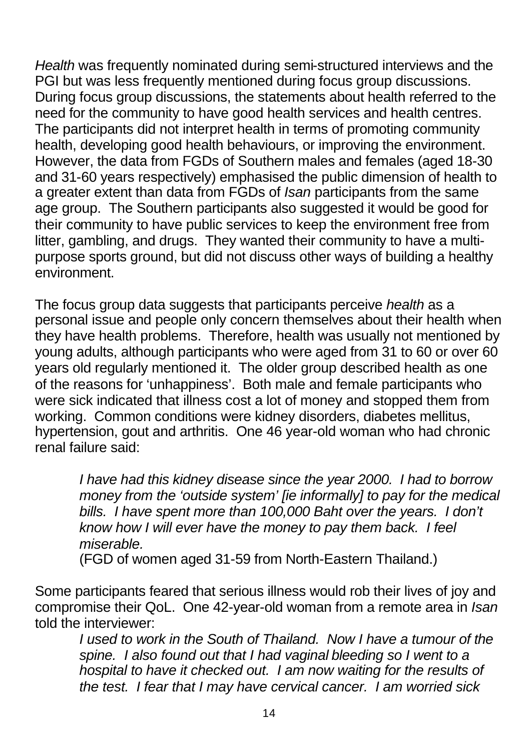*Health* was frequently nominated during semi-structured interviews and the PGI but was less frequently mentioned during focus group discussions. During focus group discussions, the statements about health referred to the need for the community to have good health services and health centres. The participants did not interpret health in terms of promoting community health, developing good health behaviours, or improving the environment. However, the data from FGDs of Southern males and females (aged 18-30 and 31-60 years respectively) emphasised the public dimension of health to a greater extent than data from FGDs of *Isan* participants from the same age group. The Southern participants also suggested it would be good for their community to have public services to keep the environment free from litter, gambling, and drugs. They wanted their community to have a multi-purpose sports ground, but did not discuss other ways of building a healthy environment.

The focus group data suggests that participants perceive *health* as a personal issue and people only concern themselves about their health when they have health problems. Therefore, health was usually not mentioned by young adults, although participants who were aged from 31 to 60 or over 60 years old regularly mentioned it. The older group described health as one of the reasons for 'unhappiness'. Both male and female participants who were sick indicated that illness cost a lot of money and stopped them from working. Common conditions were kidney disorders, diabetes mellitus, hypertension, gout and arthritis. One 46 year-old woman who had chronic renal failure said:

> *I have had this kidney disease since the year 2000. I had to borrow money from the 'outside system' [ie informally] to pay for the medical bills. I have spent more than 100,000 Baht over the years. I don't know how I will ever have the money to pay them back. I feel miserable.*
> (FGD of women aged 31-59 from North-Eastern Thailand.)

Some participants feared that serious illness would rob their lives of joy and compromise their QoL. One 42-year-old woman from a remote area in *Isan* told the interviewer:

> *I used to work in the South of Thailand. Now I have a tumour of the spine. I also found out that I had vaginal bleeding so I went to a hospital to have it checked out. I am now waiting for the results of the test. I fear that I may have cervical cancer. I am worried sick*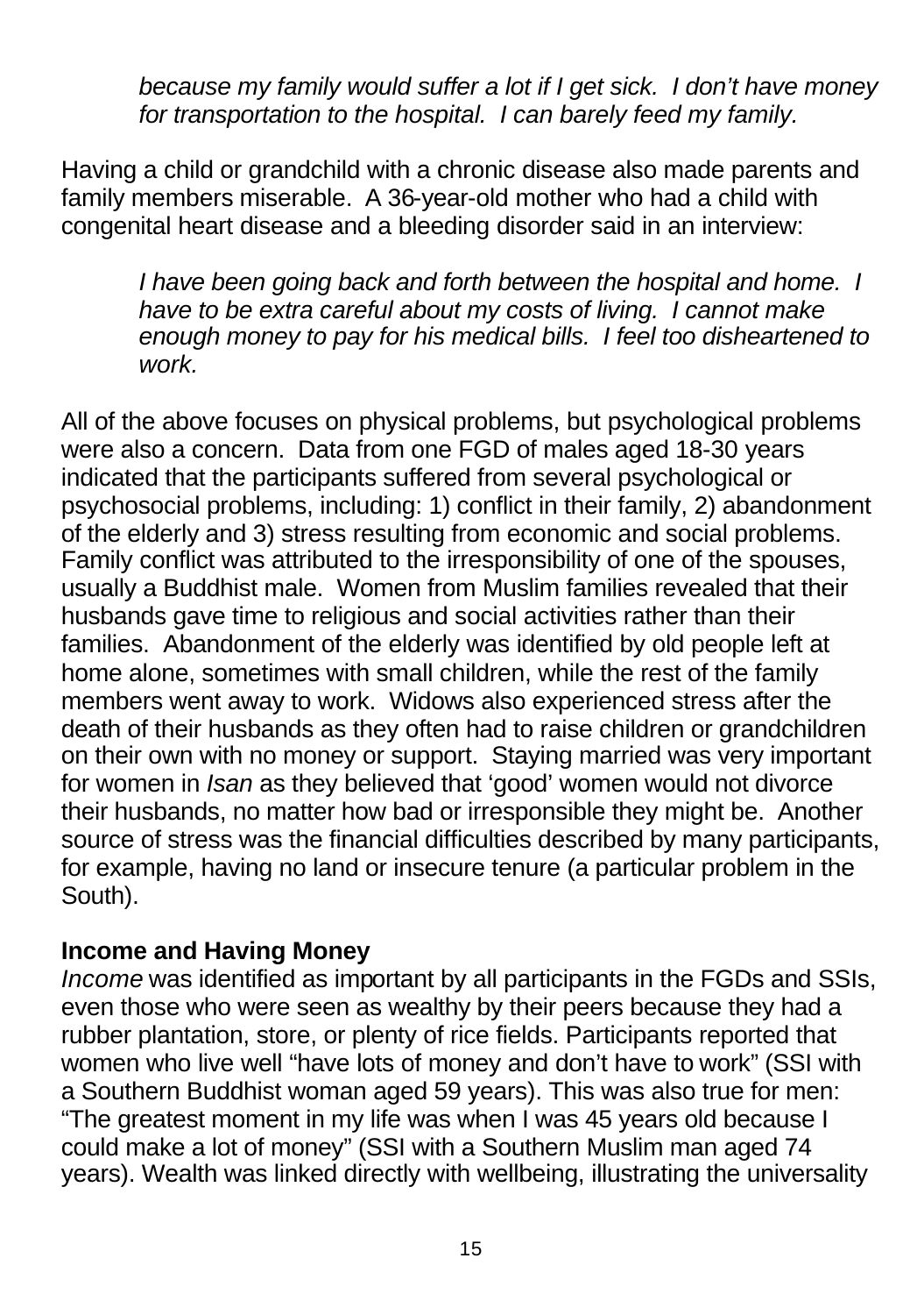*because my family would suffer a lot if I get sick. I don't have money for transportation to the hospital. I can barely feed my family.*

Having a child or grandchild with a chronic disease also made parents and family members miserable. A 36-year-old mother who had a child with congenital heart disease and a bleeding disorder said in an interview:

> *I have been going back and forth between the hospital and home. I have to be extra careful about my costs of living. I cannot make enough money to pay for his medical bills. I feel too disheartened to work.*

All of the above focuses on physical problems, but psychological problems were also a concern. Data from one FGD of males aged 18-30 years indicated that the participants suffered from several psychological or psychosocial problems, including: 1) conflict in their family, 2) abandonment of the elderly and 3) stress resulting from economic and social problems. Family conflict was attributed to the irresponsibility of one of the spouses, usually a Buddhist male. Women from Muslim families revealed that their husbands gave time to religious and social activities rather than their families. Abandonment of the elderly was identified by old people left at home alone, sometimes with small children, while the rest of the family members went away to work. Widows also experienced stress after the death of their husbands as they often had to raise children or grandchildren on their own with no money or support. Staying married was very important for women in *Isan* as they believed that 'good' women would not divorce their husbands, no matter how bad or irresponsible they might be. Another source of stress was the financial difficulties described by many participants, for example, having no land or insecure tenure (a particular problem in the South).

**Income and Having Money**

*Income* was identified as important by all participants in the FGDs and SSIs, even those who were seen as wealthy by their peers because they had a rubber plantation, store, or plenty of rice fields. Participants reported that women who live well "have lots of money and don't have to work" (SSI with a Southern Buddhist woman aged 59 years). This was also true for men: "The greatest moment in my life was when I was 45 years old because I could make a lot of money" (SSI with a Southern Muslim man aged 74 years). Wealth was linked directly with wellbeing, illustrating the universality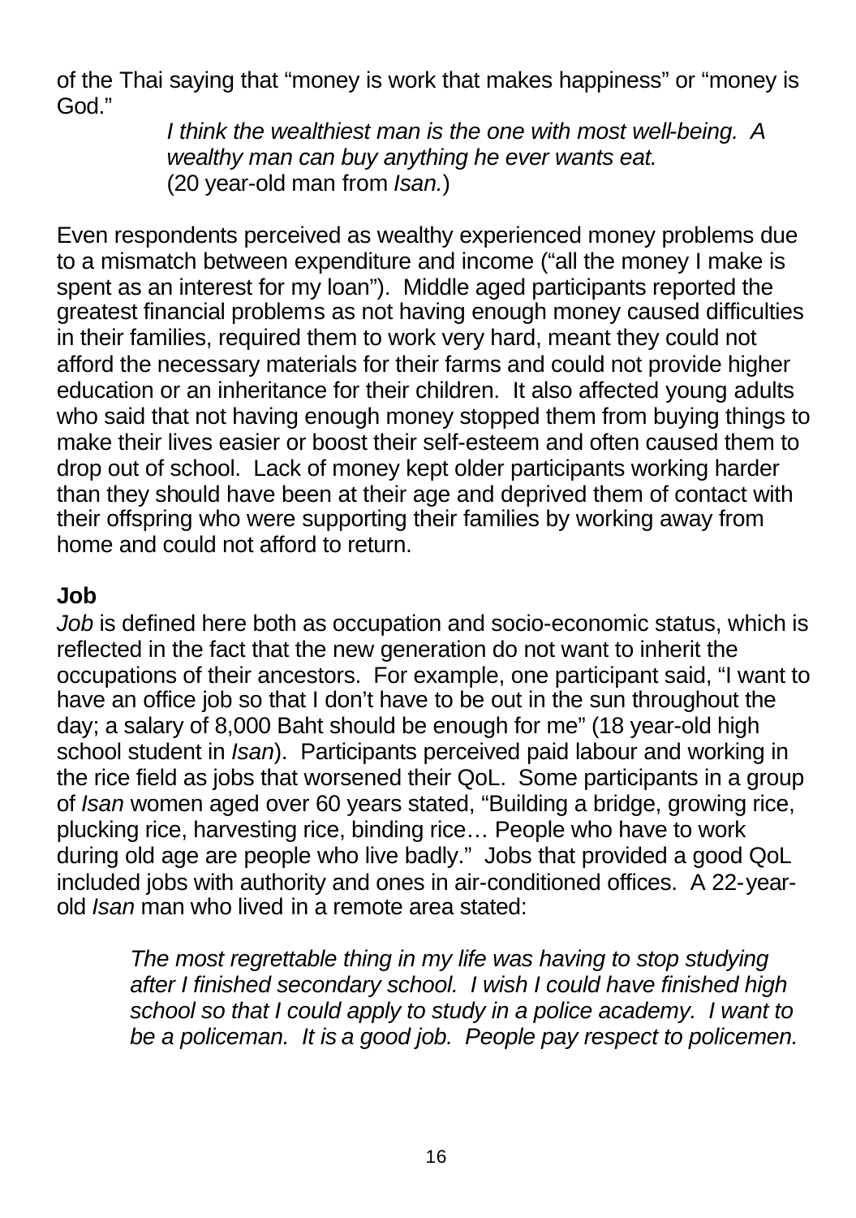of the Thai saying that "money is work that makes happiness" or "money is God."

> *I think the wealthiest man is the one with most well-being. A wealthy man can buy anything he ever wants eat.*
> (20 year-old man from *Isan.*)

Even respondents perceived as wealthy experienced money problems due to a mismatch between expenditure and income ("all the money I make is spent as an interest for my loan"). Middle aged participants reported the greatest financial problems as not having enough money caused difficulties in their families, required them to work very hard, meant they could not afford the necessary materials for their farms and could not provide higher education or an inheritance for their children. It also affected young adults who said that not having enough money stopped them from buying things to make their lives easier or boost their self-esteem and often caused them to drop out of school. Lack of money kept older participants working harder than they should have been at their age and deprived them of contact with their offspring who were supporting their families by working away from home and could not afford to return.

**Job**

*Job* is defined here both as occupation and socio-economic status, which is reflected in the fact that the new generation do not want to inherit the occupations of their ancestors. For example, one participant said, "I want to have an office job so that I don't have to be out in the sun throughout the day; a salary of 8,000 Baht should be enough for me" (18 year-old high school student in *Isan*). Participants perceived paid labour and working in the rice field as jobs that worsened their QoL. Some participants in a group of *Isan* women aged over 60 years stated, "Building a bridge, growing rice, plucking rice, harvesting rice, binding rice… People who have to work during old age are people who live badly." Jobs that provided a good QoL included jobs with authority and ones in air-conditioned offices. A 22-year-old *Isan* man who lived in a remote area stated:

> *The most regrettable thing in my life was having to stop studying after I finished secondary school. I wish I could have finished high school so that I could apply to study in a police academy. I want to be a policeman. It is a good job. People pay respect to policemen.*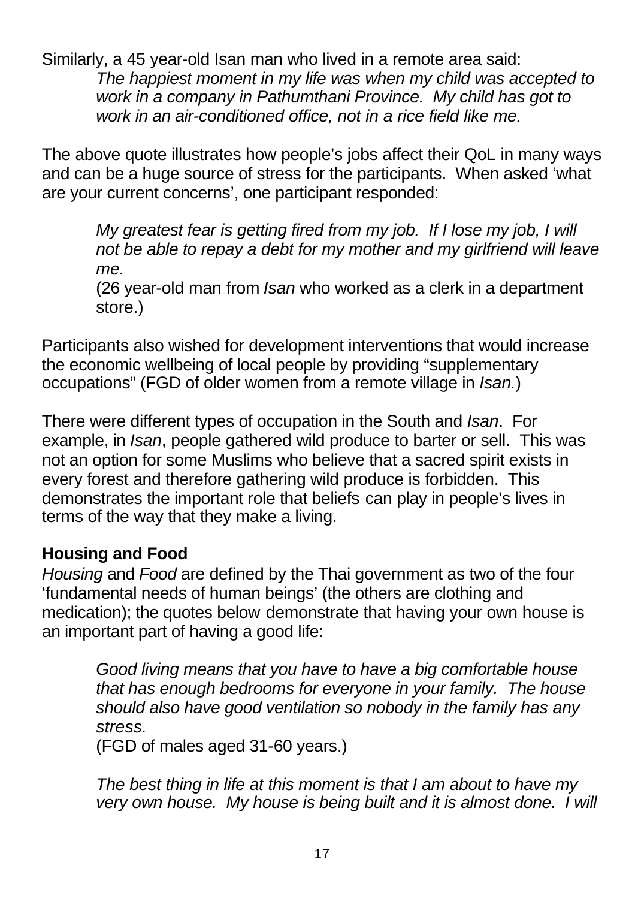Similarly, a 45 year-old Isan man who lived in a remote area said:

> *The happiest moment in my life was when my child was accepted to work in a company in Pathumthani Province. My child has got to work in an air-conditioned office, not in a rice field like me.*

The above quote illustrates how people's jobs affect their QoL in many ways and can be a huge source of stress for the participants. When asked 'what are your current concerns', one participant responded:

> *My greatest fear is getting fired from my job. If I lose my job, I will not be able to repay a debt for my mother and my girlfriend will leave me.*
> (26 year-old man from *Isan* who worked as a clerk in a department store.)

Participants also wished for development interventions that would increase the economic wellbeing of local people by providing "supplementary occupations" (FGD of older women from a remote village in *Isan.*)

There were different types of occupation in the South and *Isan*. For example, in *Isan*, people gathered wild produce to barter or sell. This was not an option for some Muslims who believe that a sacred spirit exists in every forest and therefore gathering wild produce is forbidden. This demonstrates the important role that beliefs can play in people's lives in terms of the way that they make a living.

**Housing and Food**

*Housing* and *Food* are defined by the Thai government as two of the four 'fundamental needs of human beings' (the others are clothing and medication); the quotes below demonstrate that having your own house is an important part of having a good life:

> *Good living means that you have to have a big comfortable house that has enough bedrooms for everyone in your family. The house should also have good ventilation so nobody in the family has any stress.*
> (FGD of males aged 31-60 years.)

> *The best thing in life at this moment is that I am about to have my very own house. My house is being built and it is almost done. I will*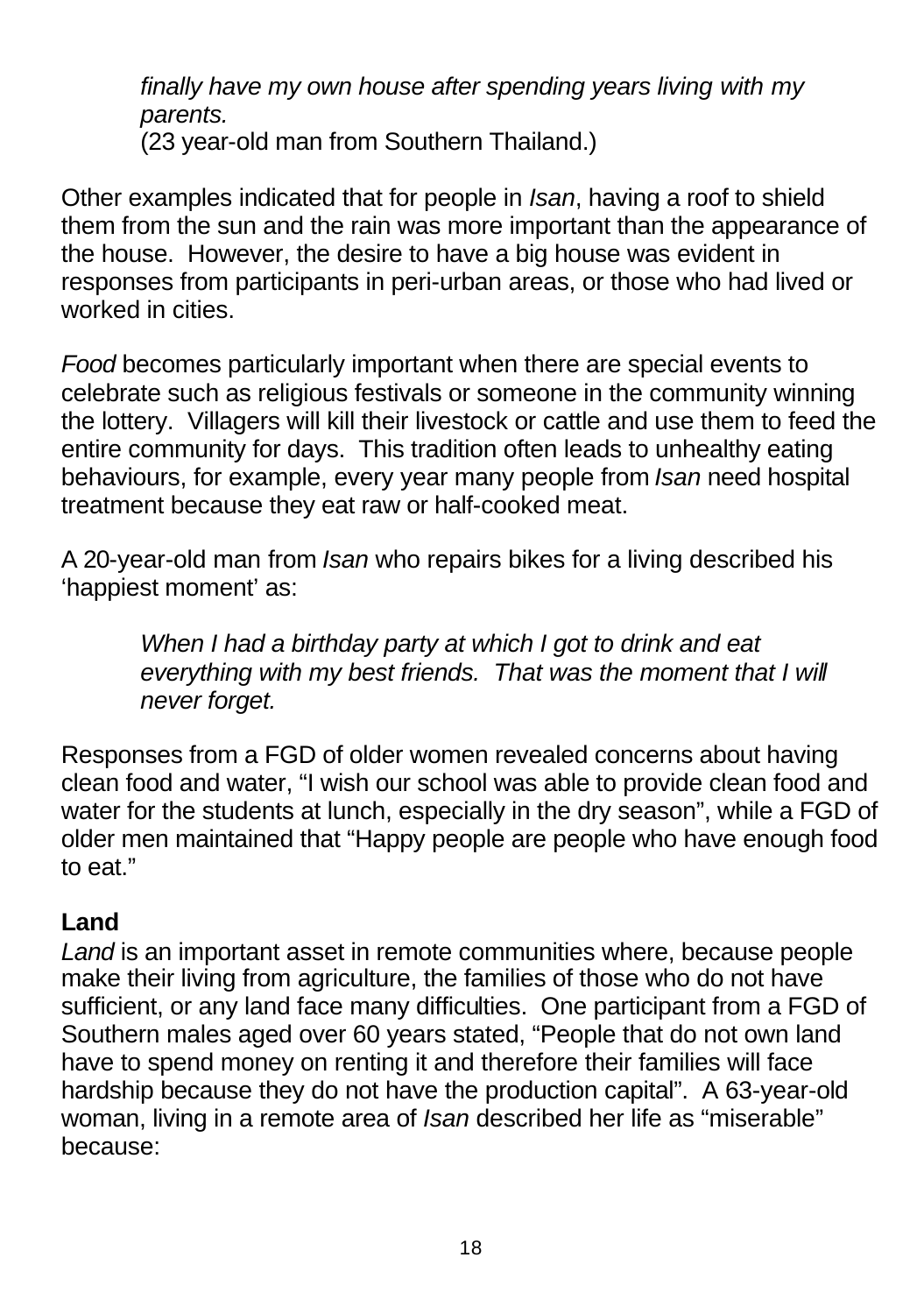> *finally have my own house after spending years living with my parents.*
> (23 year-old man from Southern Thailand.)

Other examples indicated that for people in *Isan*, having a roof to shield them from the sun and the rain was more important than the appearance of the house. However, the desire to have a big house was evident in responses from participants in peri-urban areas, or those who had lived or worked in cities.

*Food* becomes particularly important when there are special events to celebrate such as religious festivals or someone in the community winning the lottery. Villagers will kill their livestock or cattle and use them to feed the entire community for days. This tradition often leads to unhealthy eating behaviours, for example, every year many people from *Isan* need hospital treatment because they eat raw or half-cooked meat.

A 20-year-old man from *Isan* who repairs bikes for a living described his 'happiest moment' as:

> *When I had a birthday party at which I got to drink and eat everything with my best friends. That was the moment that I will never forget.*

Responses from a FGD of older women revealed concerns about having clean food and water, "I wish our school was able to provide clean food and water for the students at lunch, especially in the dry season", while a FGD of older men maintained that "Happy people are people who have enough food to eat."

**Land**

*Land* is an important asset in remote communities where, because people make their living from agriculture, the families of those who do not have sufficient, or any land face many difficulties. One participant from a FGD of Southern males aged over 60 years stated, "People that do not own land have to spend money on renting it and therefore their families will face hardship because they do not have the production capital". A 63-year-old woman, living in a remote area of *Isan* described her life as "miserable" because: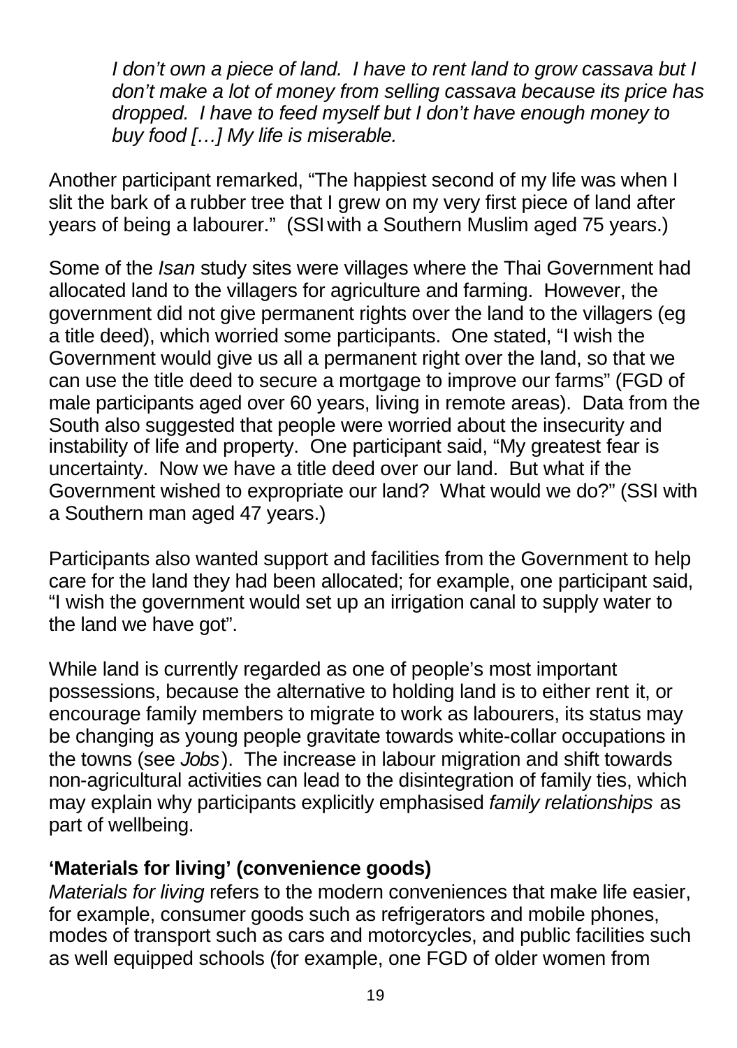> *I don't own a piece of land. I have to rent land to grow cassava but I don't make a lot of money from selling cassava because its price has dropped. I have to feed myself but I don't have enough money to buy food […] My life is miserable.*

Another participant remarked, "The happiest second of my life was when I slit the bark of a rubber tree that I grew on my very first piece of land after years of being a labourer." (SSI with a Southern Muslim aged 75 years.)

Some of the *Isan* study sites were villages where the Thai Government had allocated land to the villagers for agriculture and farming. However, the government did not give permanent rights over the land to the villagers (eg a title deed), which worried some participants. One stated, "I wish the Government would give us all a permanent right over the land, so that we can use the title deed to secure a mortgage to improve our farms" (FGD of male participants aged over 60 years, living in remote areas). Data from the South also suggested that people were worried about the insecurity and instability of life and property. One participant said, "My greatest fear is uncertainty. Now we have a title deed over our land. But what if the Government wished to expropriate our land? What would we do?" (SSI with a Southern man aged 47 years.)

Participants also wanted support and facilities from the Government to help care for the land they had been allocated; for example, one participant said, "I wish the government would set up an irrigation canal to supply water to the land we have got".

While land is currently regarded as one of people's most important possessions, because the alternative to holding land is to either rent it, or encourage family members to migrate to work as labourers, its status may be changing as young people gravitate towards white-collar occupations in the towns (see *Jobs*). The increase in labour migration and shift towards non-agricultural activities can lead to the disintegration of family ties, which may explain why participants explicitly emphasised *family relationships* as part of wellbeing.

**'Materials for living' (convenience goods)**

*Materials for living* refers to the modern conveniences that make life easier, for example, consumer goods such as refrigerators and mobile phones, modes of transport such as cars and motorcycles, and public facilities such as well equipped schools (for example, one FGD of older women from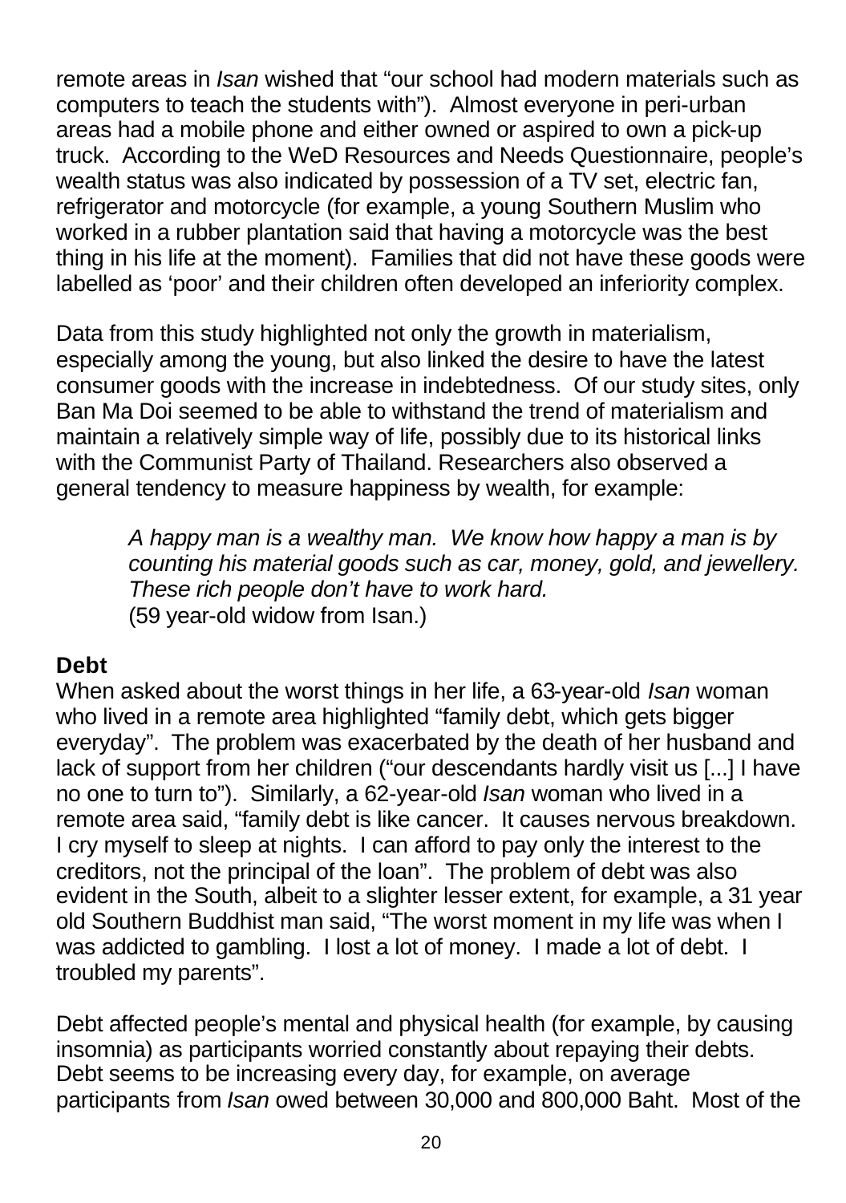remote areas in *Isan* wished that "our school had modern materials such as computers to teach the students with"). Almost everyone in peri-urban areas had a mobile phone and either owned or aspired to own a pick-up truck. According to the WeD Resources and Needs Questionnaire, people's wealth status was also indicated by possession of a TV set, electric fan, refrigerator and motorcycle (for example, a young Southern Muslim who worked in a rubber plantation said that having a motorcycle was the best thing in his life at the moment). Families that did not have these goods were labelled as 'poor' and their children often developed an inferiority complex.

Data from this study highlighted not only the growth in materialism, especially among the young, but also linked the desire to have the latest consumer goods with the increase in indebtedness. Of our study sites, only Ban Ma Doi seemed to be able to withstand the trend of materialism and maintain a relatively simple way of life, possibly due to its historical links with the Communist Party of Thailand. Researchers also observed a general tendency to measure happiness by wealth, for example:

> *A happy man is a wealthy man. We know how happy a man is by counting his material goods such as car, money, gold, and jewellery. These rich people don't have to work hard.*
> (59 year-old widow from Isan.)

**Debt**

When asked about the worst things in her life, a 63-year-old *Isan* woman who lived in a remote area highlighted "family debt, which gets bigger everyday". The problem was exacerbated by the death of her husband and lack of support from her children ("our descendants hardly visit us [...] I have no one to turn to"). Similarly, a 62-year-old *Isan* woman who lived in a remote area said, "family debt is like cancer. It causes nervous breakdown. I cry myself to sleep at nights. I can afford to pay only the interest to the creditors, not the principal of the loan". The problem of debt was also evident in the South, albeit to a slighter lesser extent, for example, a 31 year old Southern Buddhist man said, "The worst moment in my life was when I was addicted to gambling. I lost a lot of money. I made a lot of debt. I troubled my parents".

Debt affected people's mental and physical health (for example, by causing insomnia) as participants worried constantly about repaying their debts. Debt seems to be increasing every day, for example, on average participants from *Isan* owed between 30,000 and 800,000 Baht. Most of the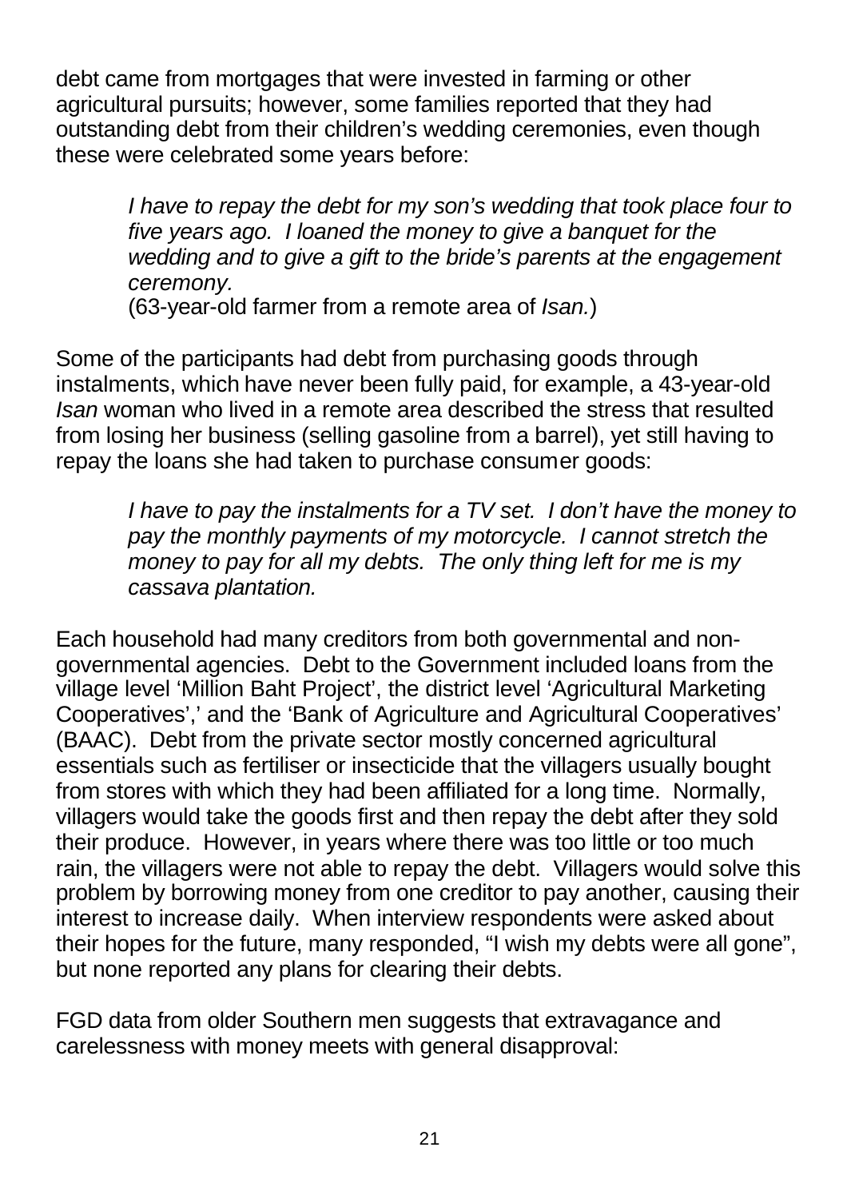debt came from mortgages that were invested in farming or other agricultural pursuits; however, some families reported that they had outstanding debt from their children's wedding ceremonies, even though these were celebrated some years before:

> *I have to repay the debt for my son's wedding that took place four to five years ago. I loaned the money to give a banquet for the wedding and to give a gift to the bride's parents at the engagement ceremony.*
> (63-year-old farmer from a remote area of *Isan.*)

Some of the participants had debt from purchasing goods through instalments, which have never been fully paid, for example, a 43-year-old *Isan* woman who lived in a remote area described the stress that resulted from losing her business (selling gasoline from a barrel), yet still having to repay the loans she had taken to purchase consumer goods:

> *I have to pay the instalments for a TV set. I don't have the money to pay the monthly payments of my motorcycle. I cannot stretch the money to pay for all my debts. The only thing left for me is my cassava plantation.*

Each household had many creditors from both governmental and non-governmental agencies. Debt to the Government included loans from the village level 'Million Baht Project', the district level 'Agricultural Marketing Cooperatives',' and the 'Bank of Agriculture and Agricultural Cooperatives' (BAAC). Debt from the private sector mostly concerned agricultural essentials such as fertiliser or insecticide that the villagers usually bought from stores with which they had been affiliated for a long time. Normally, villagers would take the goods first and then repay the debt after they sold their produce. However, in years where there was too little or too much rain, the villagers were not able to repay the debt. Villagers would solve this problem by borrowing money from one creditor to pay another, causing their interest to increase daily. When interview respondents were asked about their hopes for the future, many responded, "I wish my debts were all gone", but none reported any plans for clearing their debts.

FGD data from older Southern men suggests that extravagance and carelessness with money meets with general disapproval: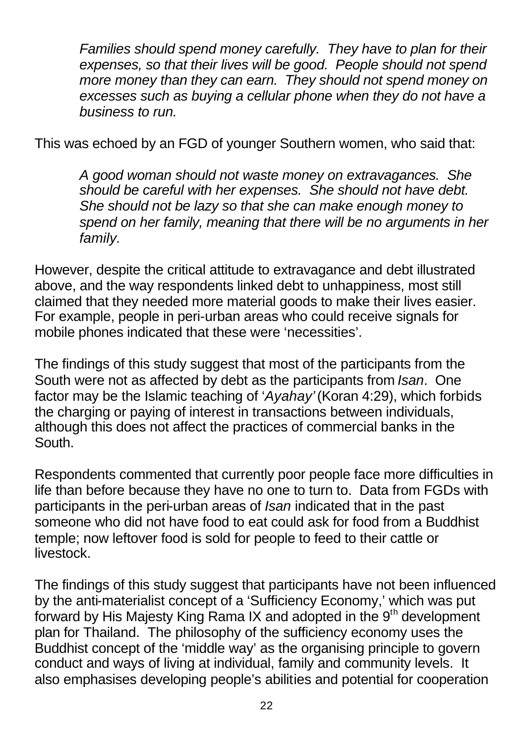> *Families should spend money carefully. They have to plan for their expenses, so that their lives will be good. People should not spend more money than they can earn. They should not spend money on excesses such as buying a cellular phone when they do not have a business to run.*

This was echoed by an FGD of younger Southern women, who said that:

> *A good woman should not waste money on extravagances. She should be careful with her expenses. She should not have debt. She should not be lazy so that she can make enough money to spend on her family, meaning that there will be no arguments in her family.*

However, despite the critical attitude to extravagance and debt illustrated above, and the way respondents linked debt to unhappiness, most still claimed that they needed more material goods to make their lives easier. For example, people in peri-urban areas who could receive signals for mobile phones indicated that these were 'necessities'.

The findings of this study suggest that most of the participants from the South were not as affected by debt as the participants from *Isan*. One factor may be the Islamic teaching of '*Ayahay'* (Koran 4:29), which forbids the charging or paying of interest in transactions between individuals, although this does not affect the practices of commercial banks in the South.

Respondents commented that currently poor people face more difficulties in life than before because they have no one to turn to. Data from FGDs with participants in the peri-urban areas of *Isan* indicated that in the past someone who did not have food to eat could ask for food from a Buddhist temple; now leftover food is sold for people to feed to their cattle or livestock.

The findings of this study suggest that participants have not been influenced by the anti-materialist concept of a 'Sufficiency Economy,' which was put forward by His Majesty King Rama IX and adopted in the 9th development plan for Thailand. The philosophy of the sufficiency economy uses the Buddhist concept of the 'middle way' as the organising principle to govern conduct and ways of living at individual, family and community levels. It also emphasises developing people's abilities and potential for cooperation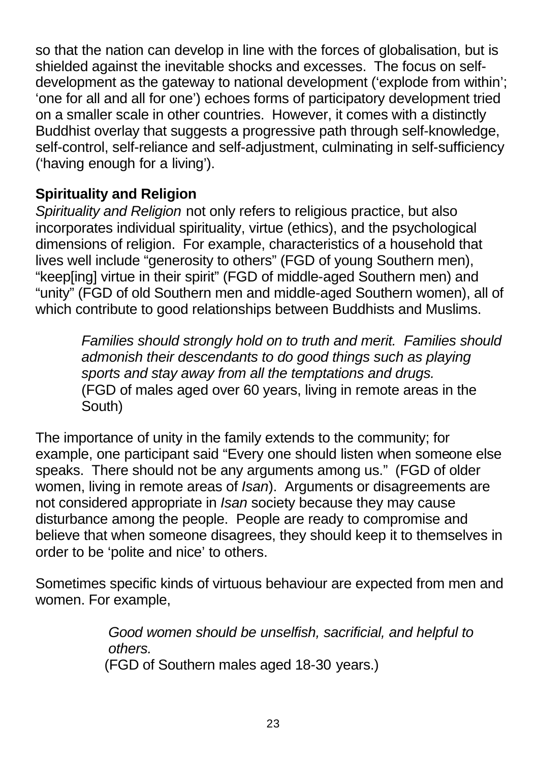so that the nation can develop in line with the forces of globalisation, but is shielded against the inevitable shocks and excesses. The focus on self-development as the gateway to national development ('explode from within'; 'one for all and all for one') echoes forms of participatory development tried on a smaller scale in other countries. However, it comes with a distinctly Buddhist overlay that suggests a progressive path through self-knowledge, self-control, self-reliance and self-adjustment, culminating in self-sufficiency ('having enough for a living').

### Spirituality and Religion

*Spirituality and Religion* not only refers to religious practice, but also incorporates individual spirituality, virtue (ethics), and the psychological dimensions of religion. For example, characteristics of a household that lives well include "generosity to others" (FGD of young Southern men), "keep[ing] virtue in their spirit" (FGD of middle-aged Southern men) and "unity" (FGD of old Southern men and middle-aged Southern women), all of which contribute to good relationships between Buddhists and Muslims.

> *Families should strongly hold on to truth and merit. Families should admonish their descendants to do good things such as playing sports and stay away from all the temptations and drugs.*
> (FGD of males aged over 60 years, living in remote areas in the South)

The importance of unity in the family extends to the community; for example, one participant said "Every one should listen when someone else speaks. There should not be any arguments among us." (FGD of older women, living in remote areas of *Isan*). Arguments or disagreements are not considered appropriate in *Isan* society because they may cause disturbance among the people. People are ready to compromise and believe that when someone disagrees, they should keep it to themselves in order to be 'polite and nice' to others.

Sometimes specific kinds of virtuous behaviour are expected from men and women. For example,

> *Good women should be unselfish, sacrificial, and helpful to others.*
> (FGD of Southern males aged 18-30 years.)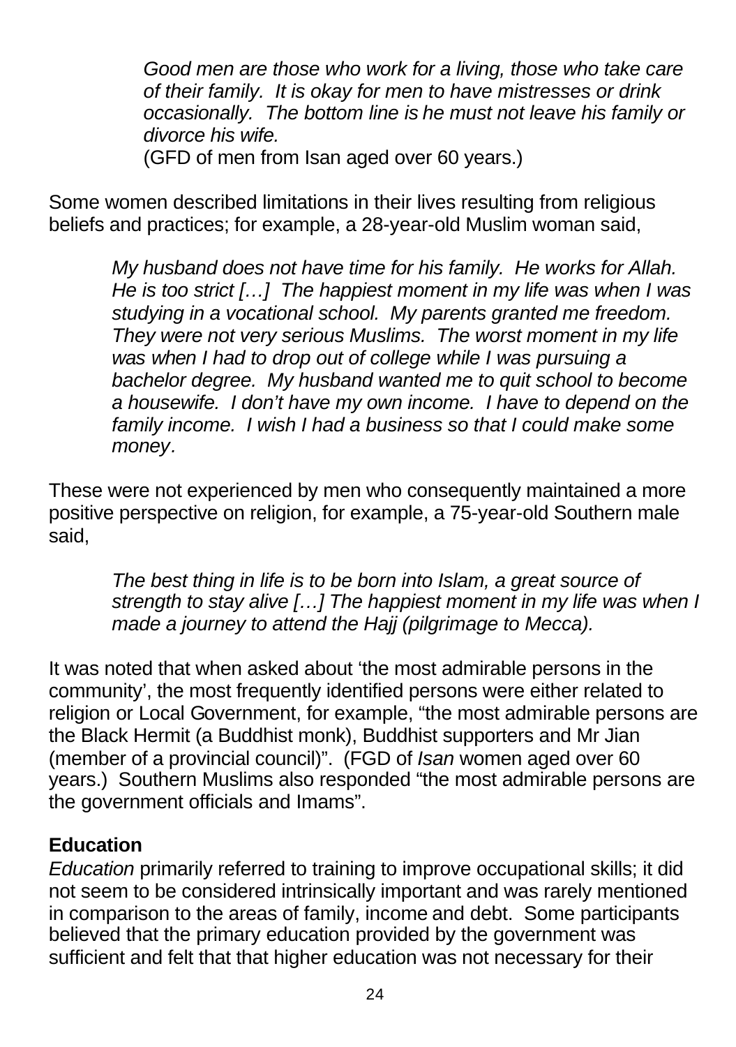> *Good men are those who work for a living, those who take care of their family. It is okay for men to have mistresses or drink occasionally. The bottom line is he must not leave his family or divorce his wife.*
> (GFD of men from Isan aged over 60 years.)

Some women described limitations in their lives resulting from religious beliefs and practices; for example, a 28-year-old Muslim woman said,

> *My husband does not have time for his family. He works for Allah. He is too strict […] The happiest moment in my life was when I was studying in a vocational school. My parents granted me freedom. They were not very serious Muslims. The worst moment in my life was when I had to drop out of college while I was pursuing a bachelor degree. My husband wanted me to quit school to become a housewife. I don't have my own income. I have to depend on the family income. I wish I had a business so that I could make some money.*

These were not experienced by men who consequently maintained a more positive perspective on religion, for example, a 75-year-old Southern male said,

> *The best thing in life is to be born into Islam, a great source of strength to stay alive […] The happiest moment in my life was when I made a journey to attend the Hajj (pilgrimage to Mecca).*

It was noted that when asked about 'the most admirable persons in the community', the most frequently identified persons were either related to religion or Local Government, for example, "the most admirable persons are the Black Hermit (a Buddhist monk), Buddhist supporters and Mr Jian (member of a provincial council)". (FGD of *Isan* women aged over 60 years.) Southern Muslims also responded "the most admirable persons are the government officials and Imams".

**Education**

*Education* primarily referred to training to improve occupational skills; it did not seem to be considered intrinsically important and was rarely mentioned in comparison to the areas of family, income and debt. Some participants believed that the primary education provided by the government was sufficient and felt that that higher education was not necessary for their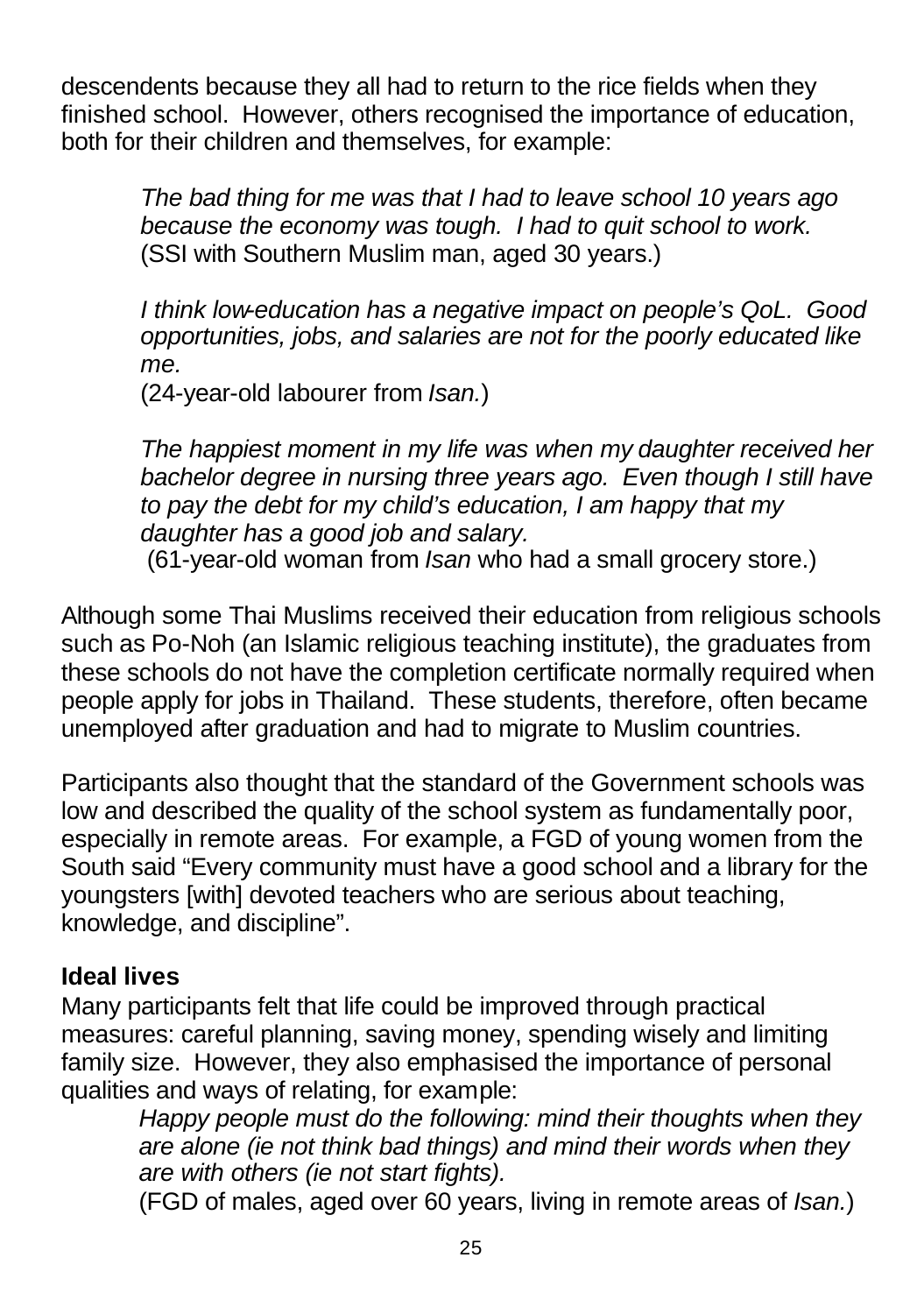descendents because they all had to return to the rice fields when they finished school. However, others recognised the importance of education, both for their children and themselves, for example:

> *The bad thing for me was that I had to leave school 10 years ago because the economy was tough. I had to quit school to work.*
> (SSI with Southern Muslim man, aged 30 years.)

> *I think low-education has a negative impact on people's QoL. Good opportunities, jobs, and salaries are not for the poorly educated like me.*
> (24-year-old labourer from *Isan.*)

> *The happiest moment in my life was when my daughter received her bachelor degree in nursing three years ago. Even though I still have to pay the debt for my child's education, I am happy that my daughter has a good job and salary.*
> (61-year-old woman from *Isan* who had a small grocery store.)

Although some Thai Muslims received their education from religious schools such as Po-Noh (an Islamic religious teaching institute), the graduates from these schools do not have the completion certificate normally required when people apply for jobs in Thailand. These students, therefore, often became unemployed after graduation and had to migrate to Muslim countries.

Participants also thought that the standard of the Government schools was low and described the quality of the school system as fundamentally poor, especially in remote areas. For example, a FGD of young women from the South said "Every community must have a good school and a library for the youngsters [with] devoted teachers who are serious about teaching, knowledge, and discipline".

**Ideal lives**

Many participants felt that life could be improved through practical measures: careful planning, saving money, spending wisely and limiting family size. However, they also emphasised the importance of personal qualities and ways of relating, for example:

> *Happy people must do the following: mind their thoughts when they are alone (ie not think bad things) and mind their words when they are with others (ie not start fights).*
> (FGD of males, aged over 60 years, living in remote areas of *Isan.*)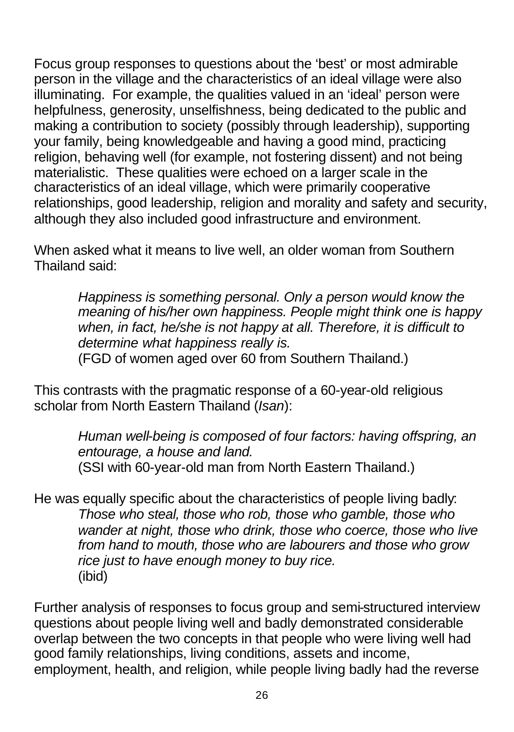Focus group responses to questions about the 'best' or most admirable person in the village and the characteristics of an ideal village were also illuminating. For example, the qualities valued in an 'ideal' person were helpfulness, generosity, unselfishness, being dedicated to the public and making a contribution to society (possibly through leadership), supporting your family, being knowledgeable and having a good mind, practicing religion, behaving well (for example, not fostering dissent) and not being materialistic. These qualities were echoed on a larger scale in the characteristics of an ideal village, which were primarily cooperative relationships, good leadership, religion and morality and safety and security, although they also included good infrastructure and environment.

When asked what it means to live well, an older woman from Southern Thailand said:

> *Happiness is something personal. Only a person would know the meaning of his/her own happiness. People might think one is happy when, in fact, he/she is not happy at all. Therefore, it is difficult to determine what happiness really is.*
> (FGD of women aged over 60 from Southern Thailand.)

This contrasts with the pragmatic response of a 60-year-old religious scholar from North Eastern Thailand (*Isan*):

> *Human well-being is composed of four factors: having offspring, an entourage, a house and land.*
> (SSI with 60-year-old man from North Eastern Thailand.)

He was equally specific about the characteristics of people living badly:

> *Those who steal, those who rob, those who gamble, those who wander at night, those who drink, those who coerce, those who live from hand to mouth, those who are labourers and those who grow rice just to have enough money to buy rice.*
> (ibid)

Further analysis of responses to focus group and semi-structured interview questions about people living well and badly demonstrated considerable overlap between the two concepts in that people who were living well had good family relationships, living conditions, assets and income, employment, health, and religion, while people living badly had the reverse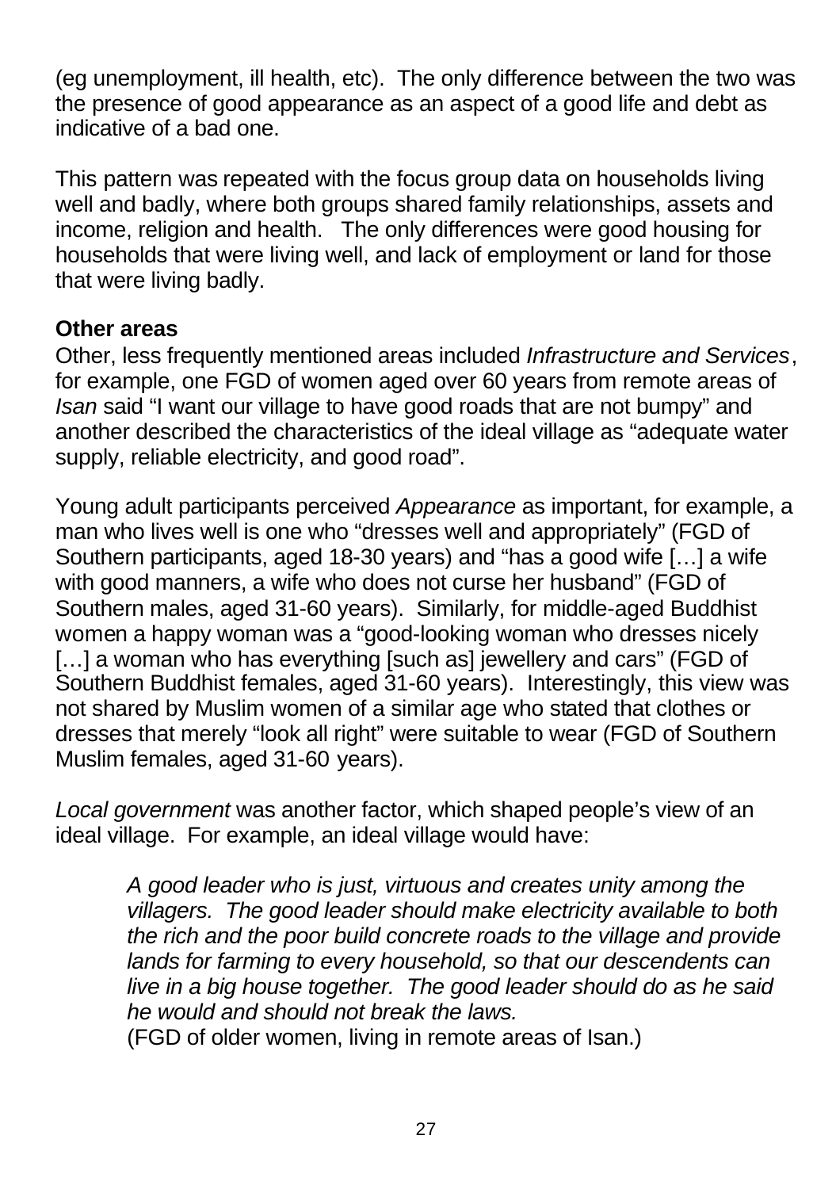(eg unemployment, ill health, etc). The only difference between the two was the presence of good appearance as an aspect of a good life and debt as indicative of a bad one.

This pattern was repeated with the focus group data on households living well and badly, where both groups shared family relationships, assets and income, religion and health. The only differences were good housing for households that were living well, and lack of employment or land for those that were living badly.

**Other areas**

Other, less frequently mentioned areas included *Infrastructure and Services*, for example, one FGD of women aged over 60 years from remote areas of *Isan* said "I want our village to have good roads that are not bumpy" and another described the characteristics of the ideal village as "adequate water supply, reliable electricity, and good road".

Young adult participants perceived *Appearance* as important, for example, a man who lives well is one who "dresses well and appropriately" (FGD of Southern participants, aged 18-30 years) and "has a good wife […] a wife with good manners, a wife who does not curse her husband" (FGD of Southern males, aged 31-60 years). Similarly, for middle-aged Buddhist women a happy woman was a "good-looking woman who dresses nicely […] a woman who has everything [such as] jewellery and cars" (FGD of Southern Buddhist females, aged 31-60 years). Interestingly, this view was not shared by Muslim women of a similar age who stated that clothes or dresses that merely "look all right" were suitable to wear (FGD of Southern Muslim females, aged 31-60 years).

*Local government* was another factor, which shaped people's view of an ideal village. For example, an ideal village would have:

> *A good leader who is just, virtuous and creates unity among the villagers. The good leader should make electricity available to both the rich and the poor build concrete roads to the village and provide lands for farming to every household, so that our descendents can live in a big house together. The good leader should do as he said he would and should not break the laws.*
> (FGD of older women, living in remote areas of Isan.)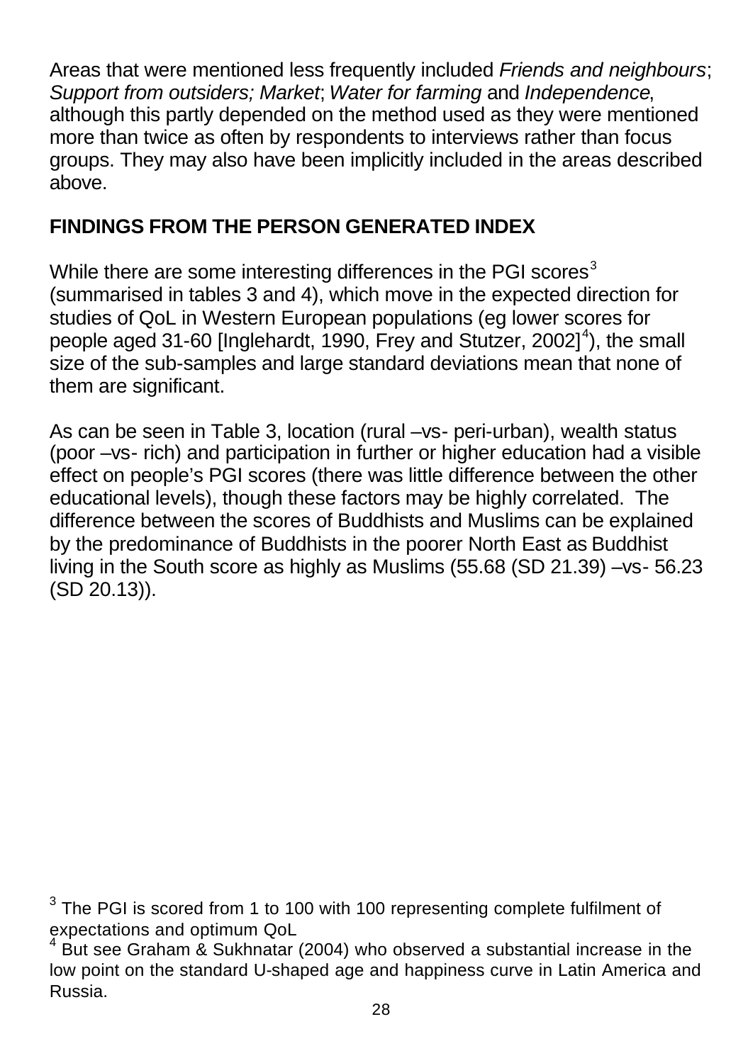Areas that were mentioned less frequently included *Friends and neighbours*; *Support from outsiders; Market*; *Water for farming* and *Independence*, although this partly depended on the method used as they were mentioned more than twice as often by respondents to interviews rather than focus groups. They may also have been implicitly included in the areas described above.

## FINDINGS FROM THE PERSON GENERATED INDEX

While there are some interesting differences in the PGI scores[3] (summarised in tables 3 and 4), which move in the expected direction for studies of QoL in Western European populations (eg lower scores for people aged 31-60 [Inglehardt, 1990, Frey and Stutzer, 2002][4]), the small size of the sub-samples and large standard deviations mean that none of them are significant.

As can be seen in Table 3, location (rural –vs- peri-urban), wealth status (poor –vs- rich) and participation in further or higher education had a visible effect on people's PGI scores (there was little difference between the other educational levels), though these factors may be highly correlated. The difference between the scores of Buddhists and Muslims can be explained by the predominance of Buddhists in the poorer North East as Buddhist living in the South score as highly as Muslims (55.68 (SD 21.39) –vs- 56.23 (SD 20.13)).

[3] The PGI is scored from 1 to 100 with 100 representing complete fulfilment of expectations and optimum QoL

[4] But see Graham & Sukhnatar (2004) who observed a substantial increase in the low point on the standard U-shaped age and happiness curve in Latin America and Russia.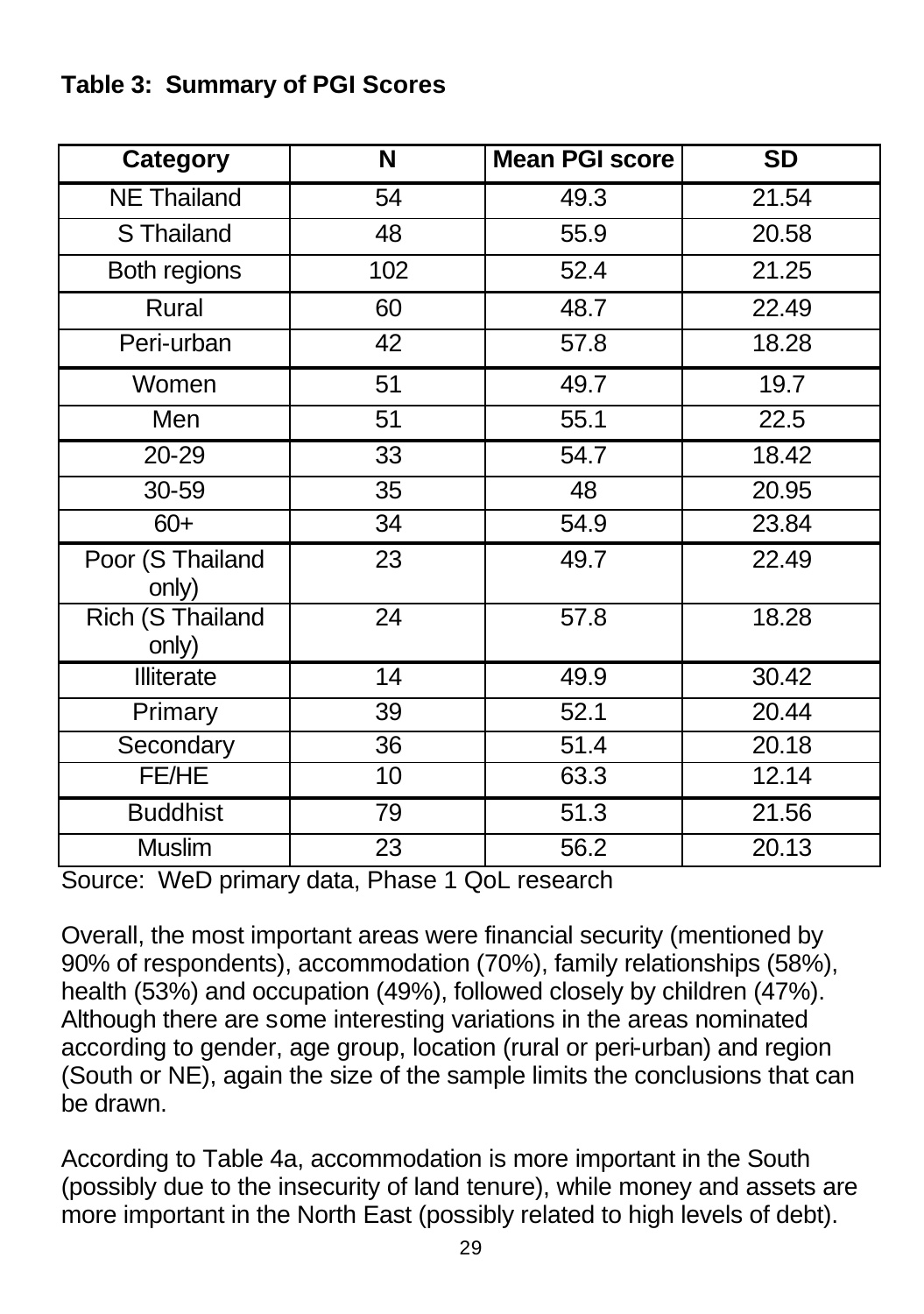**Table 3: Summary of PGI Scores**

| Category | N | Mean PGI score | SD |
|---|---|---|---|
| NE Thailand | 54 | 49.3 | 21.54 |
| S Thailand | 48 | 55.9 | 20.58 |
| Both regions | 102 | 52.4 | 21.25 |
| Rural | 60 | 48.7 | 22.49 |
| Peri-urban | 42 | 57.8 | 18.28 |
| Women | 51 | 49.7 | 19.7 |
| Men | 51 | 55.1 | 22.5 |
| 20-29 | 33 | 54.7 | 18.42 |
| 30-59 | 35 | 48 | 20.95 |
| 60+ | 34 | 54.9 | 23.84 |
| Poor (S Thailand only) | 23 | 49.7 | 22.49 |
| Rich (S Thailand only) | 24 | 57.8 | 18.28 |
| Illiterate | 14 | 49.9 | 30.42 |
| Primary | 39 | 52.1 | 20.44 |
| Secondary | 36 | 51.4 | 20.18 |
| FE/HE | 10 | 63.3 | 12.14 |
| Buddhist | 79 | 51.3 | 21.56 |
| Muslim | 23 | 56.2 | 20.13 |

Source: WeD primary data, Phase 1 QoL research

Overall, the most important areas were financial security (mentioned by 90% of respondents), accommodation (70%), family relationships (58%), health (53%) and occupation (49%), followed closely by children (47%). Although there are some interesting variations in the areas nominated according to gender, age group, location (rural or peri-urban) and region (South or NE), again the size of the sample limits the conclusions that can be drawn.

According to Table 4a, accommodation is more important in the South (possibly due to the insecurity of land tenure), while money and assets are more important in the North East (possibly related to high levels of debt).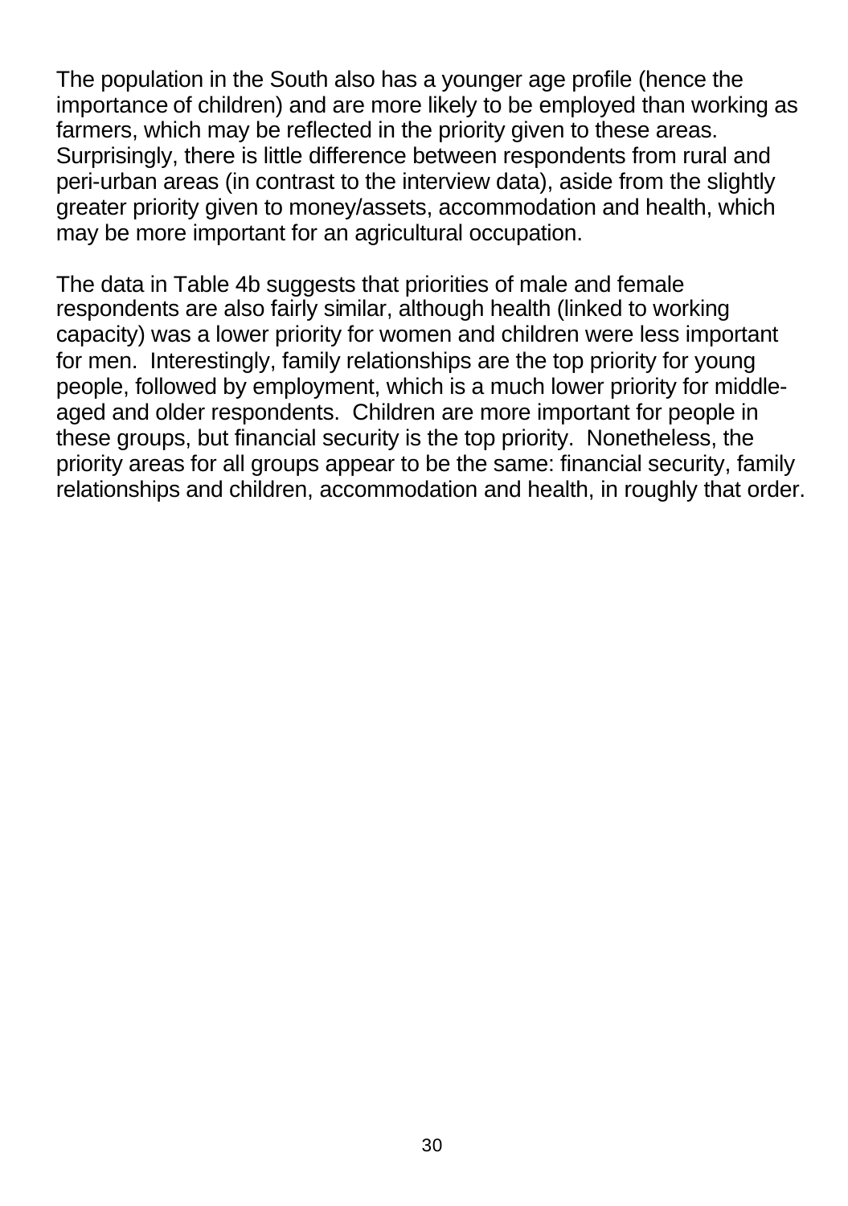The population in the South also has a younger age profile (hence the importance of children) and are more likely to be employed than working as farmers, which may be reflected in the priority given to these areas. Surprisingly, there is little difference between respondents from rural and peri-urban areas (in contrast to the interview data), aside from the slightly greater priority given to money/assets, accommodation and health, which may be more important for an agricultural occupation.

The data in Table 4b suggests that priorities of male and female respondents are also fairly similar, although health (linked to working capacity) was a lower priority for women and children were less important for men. Interestingly, family relationships are the top priority for young people, followed by employment, which is a much lower priority for middle-aged and older respondents. Children are more important for people in these groups, but financial security is the top priority. Nonetheless, the priority areas for all groups appear to be the same: financial security, family relationships and children, accommodation and health, in roughly that order.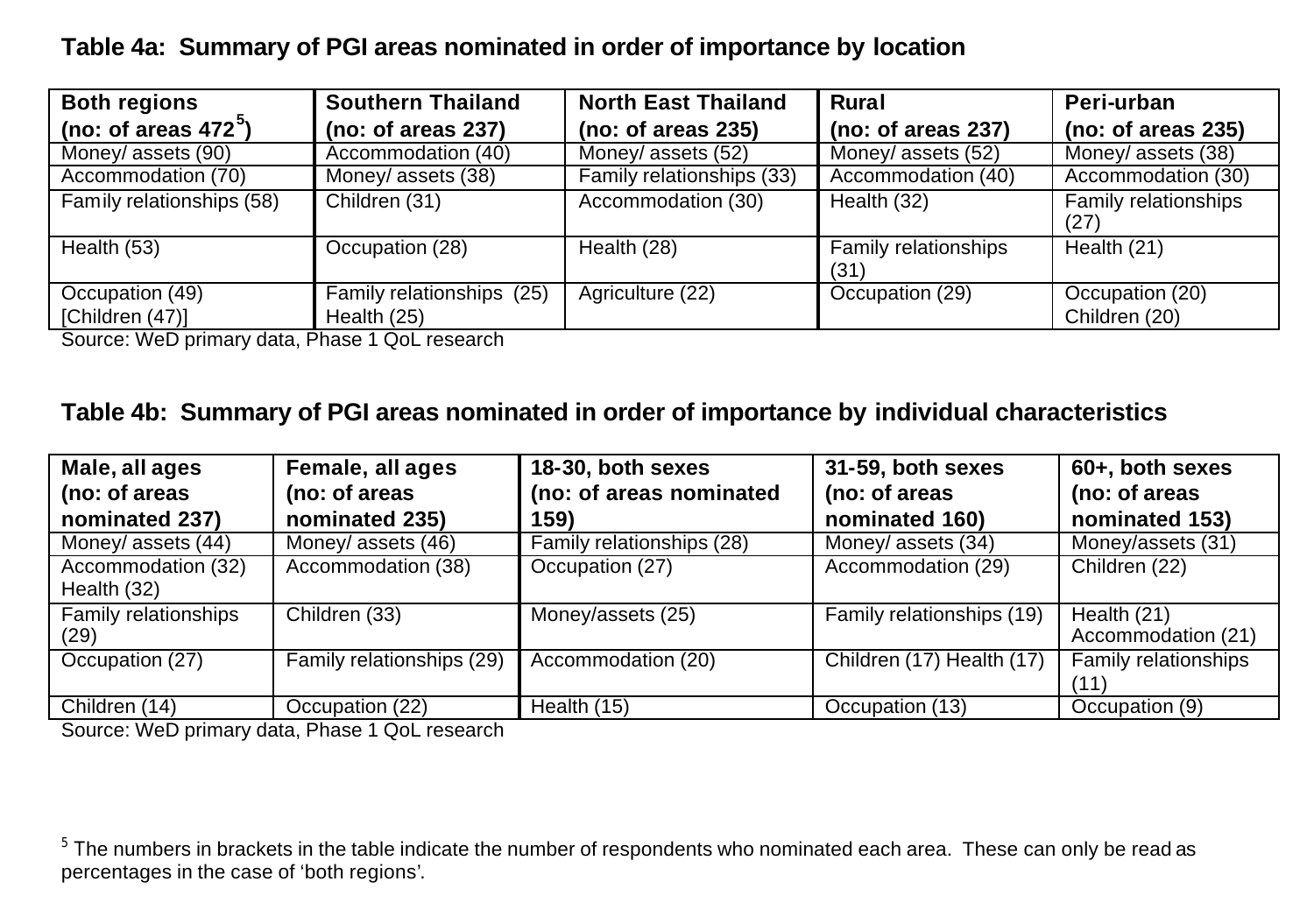**Table 4a: Summary of PGI areas nominated in order of importance by location**

| Both regions (no: of areas 472[5]) | Southern Thailand (no: of areas 237) | North East Thailand (no: of areas 235) | Rural (no: of areas 237) | Peri-urban (no: of areas 235) |
|---|---|---|---|---|
| Money/ assets (90) | Accommodation (40) | Money/ assets (52) | Money/ assets (52) | Money/ assets (38) |
| Accommodation (70) | Money/ assets (38) | Family relationships (33) | Accommodation (40) | Accommodation (30) |
| Family relationships (58) | Children (31) | Accommodation (30) | Health (32) | Family relationships (27) |
| Health (53) | Occupation (28) | Health (28) | Family relationships (31) | Health (21) |
| Occupation (49) [Children (47)] | Family relationships (25) Health (25) | Agriculture (22) | Occupation (29) | Occupation (20) Children (20) |

Source: WeD primary data, Phase 1 QoL research

**Table 4b: Summary of PGI areas nominated in order of importance by individual characteristics**

| Male, all ages (no: of areas nominated 237) | Female, all ages (no: of areas nominated 235) | 18-30, both sexes (no: of areas nominated 159) | 31-59, both sexes (no: of areas nominated 160) | 60+, both sexes (no: of areas nominated 153) |
|---|---|---|---|---|
| Money/ assets (44) | Money/ assets (46) | Family relationships (28) | Money/ assets (34) | Money/assets (31) |
| Accommodation (32) Health (32) | Accommodation (38) | Occupation (27) | Accommodation (29) | Children (22) |
| Family relationships (29) | Children (33) | Money/assets (25) | Family relationships (19) | Health (21) Accommodation (21) |
| Occupation (27) | Family relationships (29) | Accommodation (20) | Children (17) Health (17) | Family relationships (11) |
| Children (14) | Occupation (22) | Health (15) | Occupation (13) | Occupation (9) |

Source: WeD primary data, Phase 1 QoL research

[5] The numbers in brackets in the table indicate the number of respondents who nominated each area. These can only be read as percentages in the case of 'both regions'.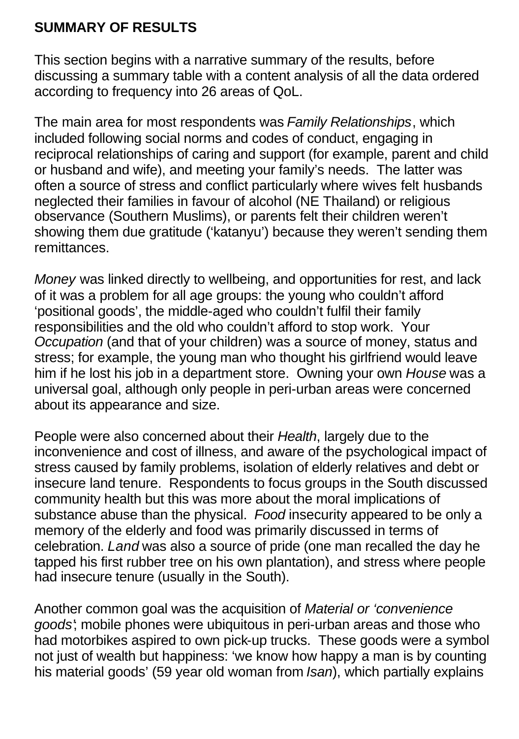## SUMMARY OF RESULTS

This section begins with a narrative summary of the results, before discussing a summary table with a content analysis of all the data ordered according to frequency into 26 areas of QoL.

The main area for most respondents was *Family Relationships*, which included following social norms and codes of conduct, engaging in reciprocal relationships of caring and support (for example, parent and child or husband and wife), and meeting your family's needs. The latter was often a source of stress and conflict particularly where wives felt husbands neglected their families in favour of alcohol (NE Thailand) or religious observance (Southern Muslims), or parents felt their children weren't showing them due gratitude ('katanyu') because they weren't sending them remittances.

*Money* was linked directly to wellbeing, and opportunities for rest, and lack of it was a problem for all age groups: the young who couldn't afford 'positional goods', the middle-aged who couldn't fulfil their family responsibilities and the old who couldn't afford to stop work. Your *Occupation* (and that of your children) was a source of money, status and stress; for example, the young man who thought his girlfriend would leave him if he lost his job in a department store. Owning your own *House* was a universal goal, although only people in peri-urban areas were concerned about its appearance and size.

People were also concerned about their *Health*, largely due to the inconvenience and cost of illness, and aware of the psychological impact of stress caused by family problems, isolation of elderly relatives and debt or insecure land tenure. Respondents to focus groups in the South discussed community health but this was more about the moral implications of substance abuse than the physical. *Food* insecurity appeared to be only a memory of the elderly and food was primarily discussed in terms of celebration. *Land* was also a source of pride (one man recalled the day he tapped his first rubber tree on his own plantation), and stress where people had insecure tenure (usually in the South).

Another common goal was the acquisition of *Material or 'convenience goods'*; mobile phones were ubiquitous in peri-urban areas and those who had motorbikes aspired to own pick-up trucks. These goods were a symbol not just of wealth but happiness: 'we know how happy a man is by counting his material goods' (59 year old woman from *Isan*), which partially explains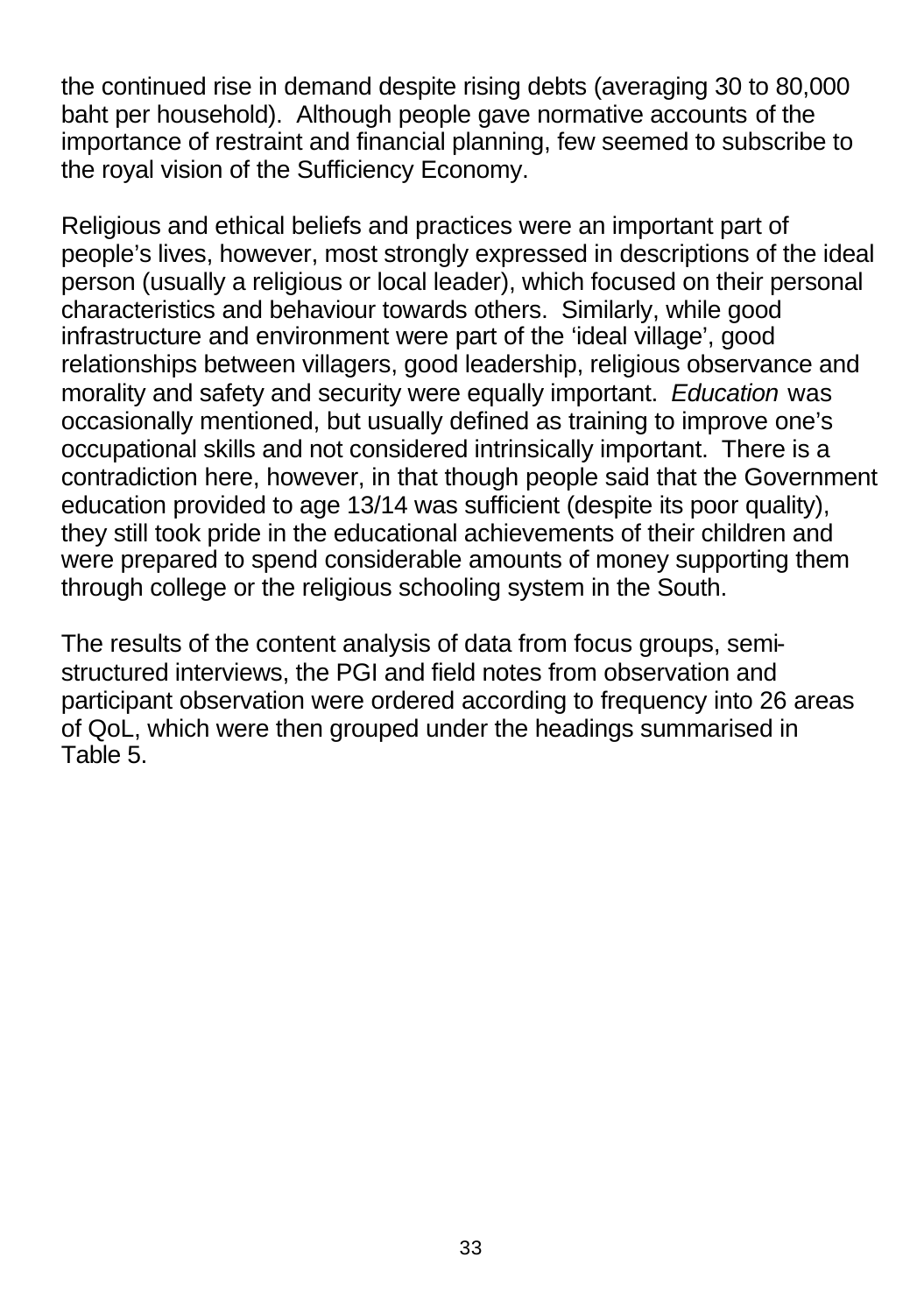the continued rise in demand despite rising debts (averaging 30 to 80,000 baht per household). Although people gave normative accounts of the importance of restraint and financial planning, few seemed to subscribe to the royal vision of the Sufficiency Economy.

Religious and ethical beliefs and practices were an important part of people's lives, however, most strongly expressed in descriptions of the ideal person (usually a religious or local leader), which focused on their personal characteristics and behaviour towards others. Similarly, while good infrastructure and environment were part of the 'ideal village', good relationships between villagers, good leadership, religious observance and morality and safety and security were equally important. *Education* was occasionally mentioned, but usually defined as training to improve one's occupational skills and not considered intrinsically important. There is a contradiction here, however, in that though people said that the Government education provided to age 13/14 was sufficient (despite its poor quality), they still took pride in the educational achievements of their children and were prepared to spend considerable amounts of money supporting them through college or the religious schooling system in the South.

The results of the content analysis of data from focus groups, semi-structured interviews, the PGI and field notes from observation and participant observation were ordered according to frequency into 26 areas of QoL, which were then grouped under the headings summarised in Table 5.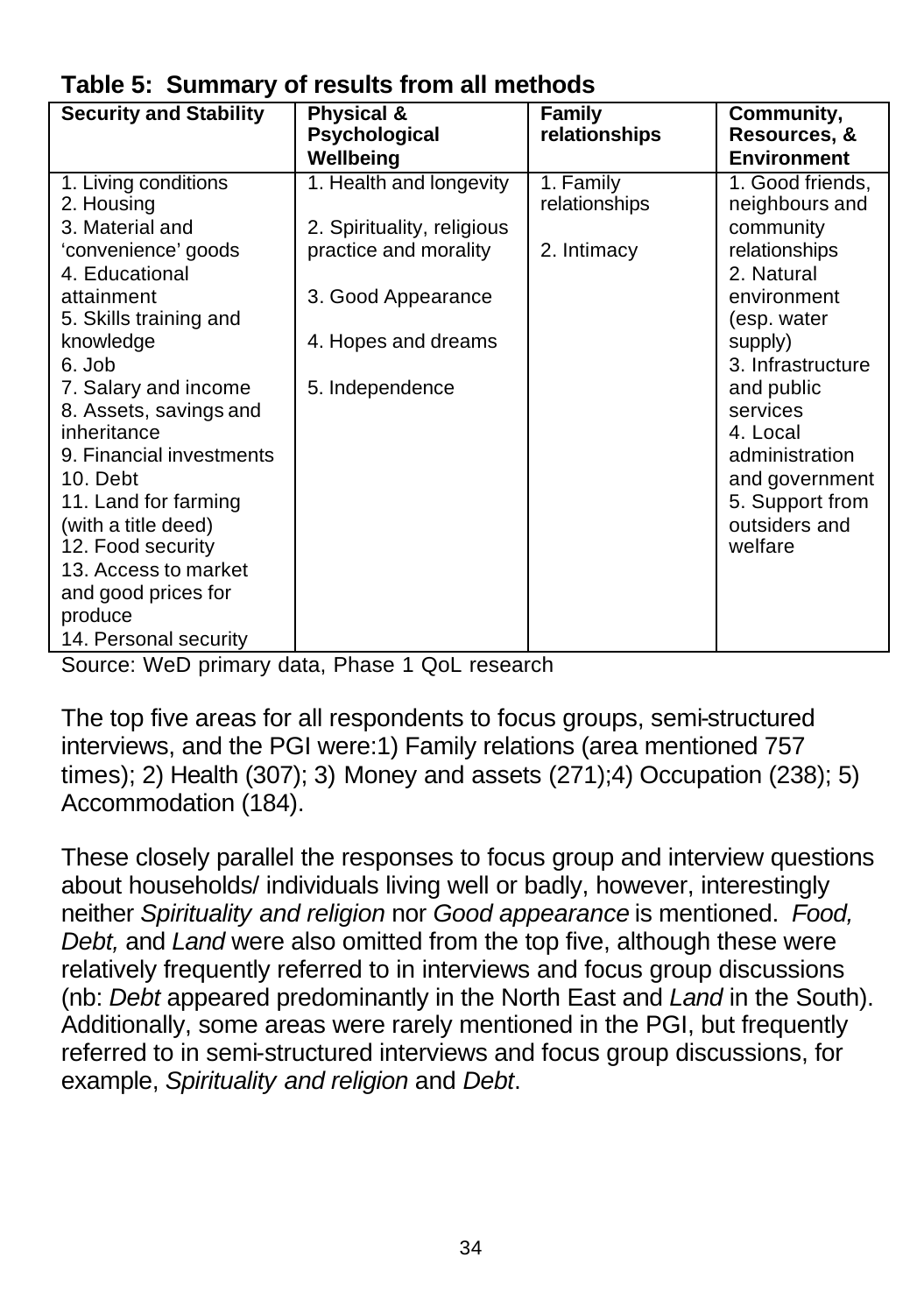**Table 5: Summary of results from all methods**

| Security and Stability | Physical & Psychological Wellbeing | Family relationships | Community, Resources, & Environment |
|---|---|---|---|
| 1. Living conditions<br>2. Housing<br>3. Material and 'convenience' goods<br>4. Educational attainment<br>5. Skills training and knowledge<br>6. Job<br>7. Salary and income<br>8. Assets, savings and inheritance<br>9. Financial investments<br>10. Debt<br>11. Land for farming (with a title deed)<br>12. Food security<br>13. Access to market and good prices for produce<br>14. Personal security | 1. Health and longevity<br>2. Spirituality, religious practice and morality<br>3. Good Appearance<br>4. Hopes and dreams<br>5. Independence | 1. Family relationships<br>2. Intimacy | 1. Good friends, neighbours and community relationships<br>2. Natural environment (esp. water supply)<br>3. Infrastructure and public services<br>4. Local administration and government<br>5. Support from outsiders and welfare |

Source: WeD primary data, Phase 1 QoL research

The top five areas for all respondents to focus groups, semi-structured interviews, and the PGI were:1) Family relations (area mentioned 757 times); 2) Health (307); 3) Money and assets (271);4) Occupation (238); 5) Accommodation (184).

These closely parallel the responses to focus group and interview questions about households/ individuals living well or badly, however, interestingly neither *Spirituality and religion* nor *Good appearance* is mentioned. *Food, Debt,* and *Land* were also omitted from the top five, although these were relatively frequently referred to in interviews and focus group discussions (nb: *Debt* appeared predominantly in the North East and *Land* in the South). Additionally, some areas were rarely mentioned in the PGI, but frequently referred to in semi-structured interviews and focus group discussions, for example, *Spirituality and religion* and *Debt*.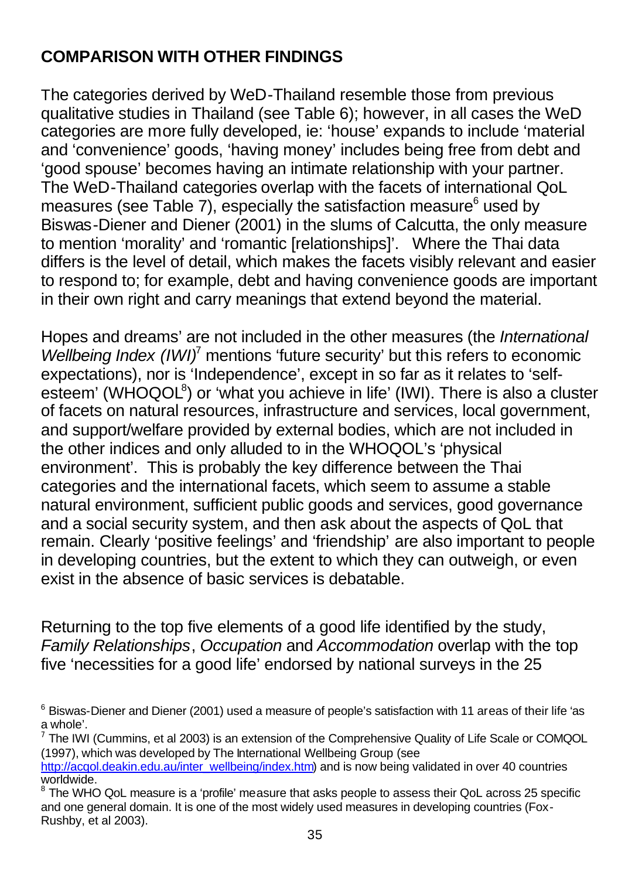## COMPARISON WITH OTHER FINDINGS

The categories derived by WeD-Thailand resemble those from previous qualitative studies in Thailand (see Table 6); however, in all cases the WeD categories are more fully developed, ie: 'house' expands to include 'material and 'convenience' goods, 'having money' includes being free from debt and 'good spouse' becomes having an intimate relationship with your partner. The WeD-Thailand categories overlap with the facets of international QoL measures (see Table 7), especially the satisfaction measure[6] used by Biswas-Diener and Diener (2001) in the slums of Calcutta, the only measure to mention 'morality' and 'romantic [relationships]'. Where the Thai data differs is the level of detail, which makes the facets visibly relevant and easier to respond to; for example, debt and having convenience goods are important in their own right and carry meanings that extend beyond the material.

Hopes and dreams' are not included in the other measures (the *International Wellbeing Index (IWI)*[7] mentions 'future security' but this refers to economic expectations), nor is 'Independence', except in so far as it relates to 'self-esteem' (WHOQOL[8]) or 'what you achieve in life' (IWI). There is also a cluster of facets on natural resources, infrastructure and services, local government, and support/welfare provided by external bodies, which are not included in the other indices and only alluded to in the WHOQOL's 'physical environment'. This is probably the key difference between the Thai categories and the international facets, which seem to assume a stable natural environment, sufficient public goods and services, good governance and a social security system, and then ask about the aspects of QoL that remain. Clearly 'positive feelings' and 'friendship' are also important to people in developing countries, but the extent to which they can outweigh, or even exist in the absence of basic services is debatable.

Returning to the top five elements of a good life identified by the study, *Family Relationships*, *Occupation* and *Accommodation* overlap with the top five 'necessities for a good life' endorsed by national surveys in the 25

---

[6] Biswas-Diener and Diener (2001) used a measure of people's satisfaction with 11 areas of their life 'as a whole'.

[7] The IWI (Cummins, et al 2003) is an extension of the Comprehensive Quality of Life Scale or COMQOL (1997), which was developed by The International Wellbeing Group (see http://acqol.deakin.edu.au/inter_wellbeing/index.htm) and is now being validated in over 40 countries worldwide.

[8] The WHO QoL measure is a 'profile' measure that asks people to assess their QoL across 25 specific and one general domain. It is one of the most widely used measures in developing countries (Fox-Rushby, et al 2003).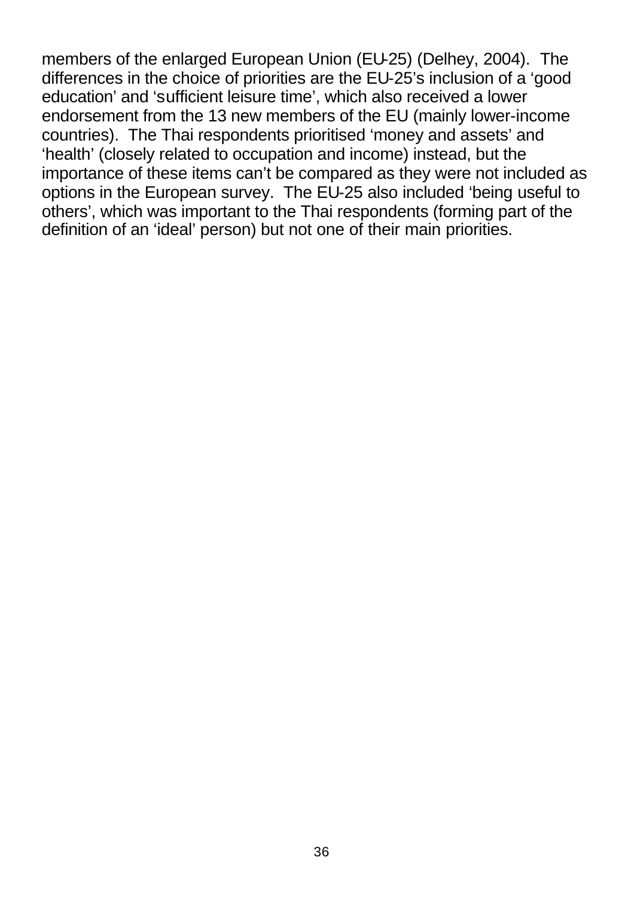members of the enlarged European Union (EU-25) (Delhey, 2004). The differences in the choice of priorities are the EU-25's inclusion of a 'good education' and 'sufficient leisure time', which also received a lower endorsement from the 13 new members of the EU (mainly lower-income countries). The Thai respondents prioritised 'money and assets' and 'health' (closely related to occupation and income) instead, but the importance of these items can't be compared as they were not included as options in the European survey. The EU-25 also included 'being useful to others', which was important to the Thai respondents (forming part of the definition of an 'ideal' person) but not one of their main priorities.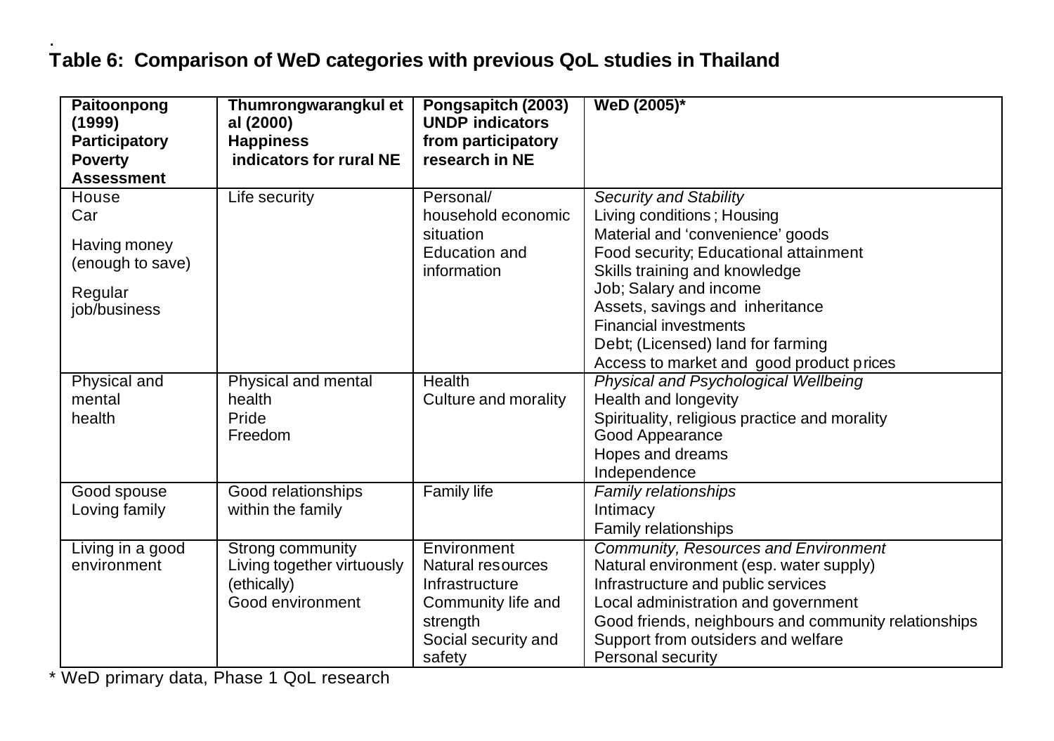**Table 6: Comparison of WeD categories with previous QoL studies in Thailand**

| **Paitoonpong (1999) Participatory Poverty Assessment** | **Thumrongwarangkul et al (2000) Happiness indicators for rural NE** | **Pongsapitch (2003) UNDP indicators from participatory research in NE** | **WeD (2005)*** |
|---|---|---|---|
| House<br>Car<br>Having money (enough to save)<br>Regular job/business | Life security | Personal/ household economic situation<br>Education and information | *Security and Stability*<br>Living conditions ; Housing<br>Material and 'convenience' goods<br>Food security; Educational attainment<br>Skills training and knowledge<br>Job; Salary and income<br>Assets, savings and inheritance<br>Financial investments<br>Debt; (Licensed) land for farming<br>Access to market and good product prices |
| Physical and mental health | Physical and mental health<br>Pride<br>Freedom | Health<br>Culture and morality | *Physical and Psychological Wellbeing*<br>Health and longevity<br>Spirituality, religious practice and morality<br>Good Appearance<br>Hopes and dreams<br>Independence |
| Good spouse<br>Loving family | Good relationships within the family | Family life | *Family relationships*<br>Intimacy<br>Family relationships |
| Living in a good environment | Strong community<br>Living together virtuously (ethically)<br>Good environment | Environment<br>Natural resources<br>Infrastructure<br>Community life and strength<br>Social security and safety | *Community, Resources and Environment*<br>Natural environment (esp. water supply)<br>Infrastructure and public services<br>Local administration and government<br>Good friends, neighbours and community relationships<br>Support from outsiders and welfare<br>Personal security |

\* WeD primary data, Phase 1 QoL research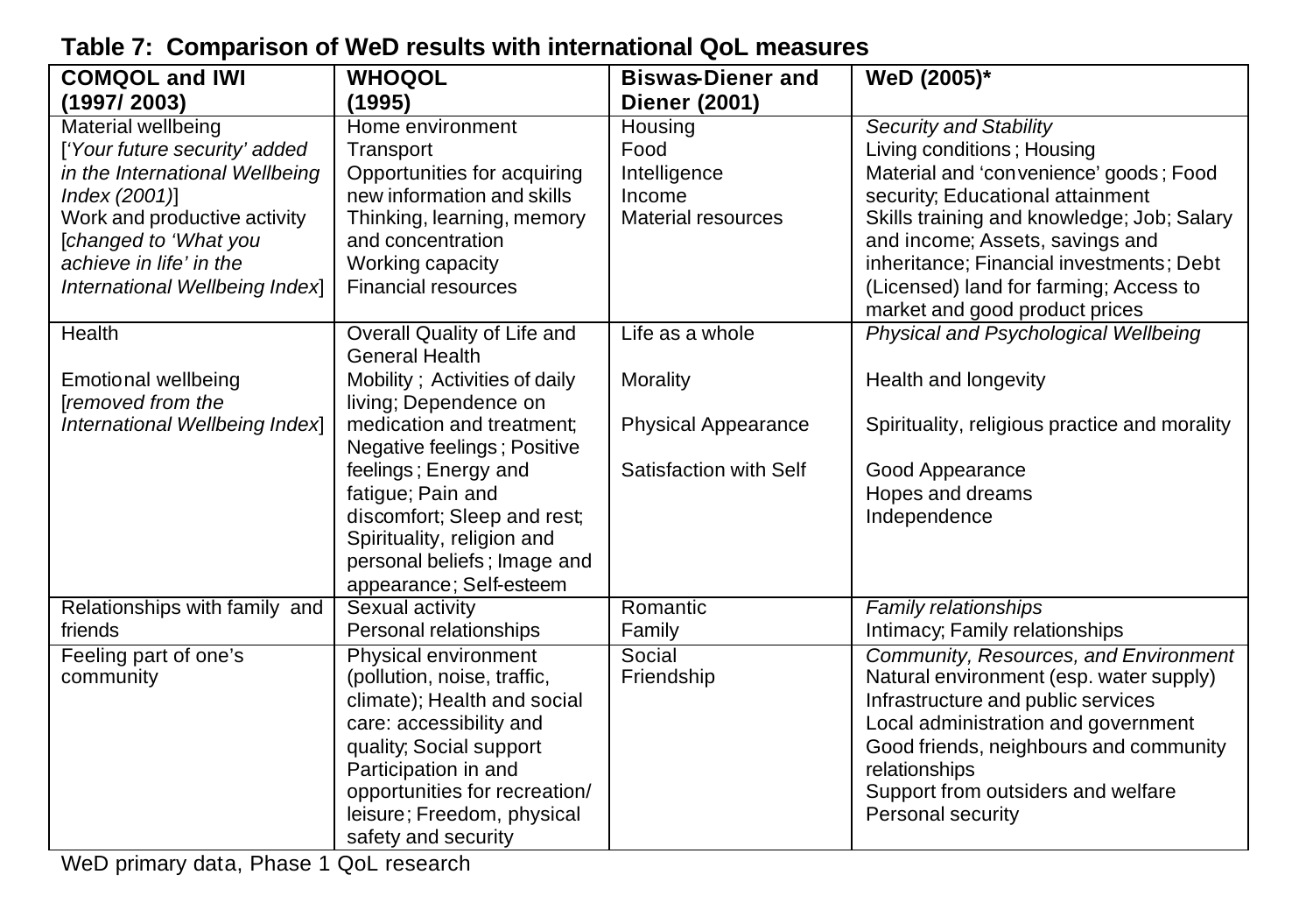**Table 7: Comparison of WeD results with international QoL measures**

| **COMQOL and IWI (1997/ 2003)** | **WHOQOL (1995)** | **Biswas-Diener and Diener (2001)** | **WeD (2005)*** |
|---|---|---|---|
| Material wellbeing ['*Your future security' added in the International Wellbeing Index (2001)*] Work and productive activity [*changed to 'What you achieve in life' in the International Wellbeing Index*] | Home environment Transport Opportunities for acquiring new information and skills Thinking, learning, memory and concentration Working capacity Financial resources | Housing Food Intelligence Income Material resources | *Security and Stability* Living conditions; Housing Material and 'convenience' goods; Food security; Educational attainment Skills training and knowledge; Job; Salary and income; Assets, savings and inheritance; Financial investments; Debt (Licensed) land for farming; Access to market and good product prices |
| Health<br><br>Emotional wellbeing [*removed from the International Wellbeing Index*] | Overall Quality of Life and General Health Mobility; Activities of daily living; Dependence on medication and treatment; Negative feelings; Positive feelings; Energy and fatigue; Pain and discomfort; Sleep and rest; Spirituality, religion and personal beliefs; Image and appearance; Self-esteem | Life as a whole<br><br>Morality<br><br>Physical Appearance<br><br>Satisfaction with Self | *Physical and Psychological Wellbeing*<br><br>Health and longevity<br><br>Spirituality, religious practice and morality<br><br>Good Appearance Hopes and dreams Independence |
| Relationships with family and friends | Sexual activity Personal relationships | Romantic Family | *Family relationships* Intimacy; Family relationships |
| Feeling part of one's community | Physical environment (pollution, noise, traffic, climate); Health and social care: accessibility and quality; Social support Participation in and opportunities for recreation/ leisure; Freedom, physical safety and security | Social Friendship | *Community, Resources, and Environment* Natural environment (esp. water supply) Infrastructure and public services Local administration and government Good friends, neighbours and community relationships Support from outsiders and welfare Personal security |

WeD primary data, Phase 1 QoL research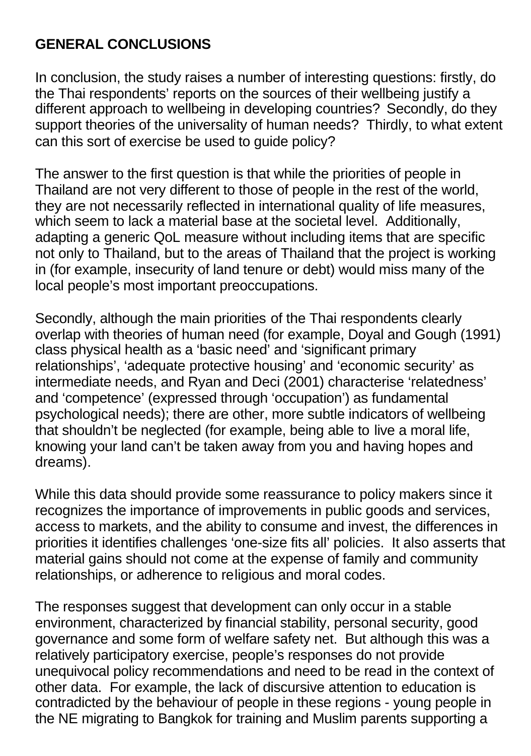## GENERAL CONCLUSIONS

In conclusion, the study raises a number of interesting questions: firstly, do the Thai respondents' reports on the sources of their wellbeing justify a different approach to wellbeing in developing countries? Secondly, do they support theories of the universality of human needs? Thirdly, to what extent can this sort of exercise be used to guide policy?

The answer to the first question is that while the priorities of people in Thailand are not very different to those of people in the rest of the world, they are not necessarily reflected in international quality of life measures, which seem to lack a material base at the societal level. Additionally, adapting a generic QoL measure without including items that are specific not only to Thailand, but to the areas of Thailand that the project is working in (for example, insecurity of land tenure or debt) would miss many of the local people's most important preoccupations.

Secondly, although the main priorities of the Thai respondents clearly overlap with theories of human need (for example, Doyal and Gough (1991) class physical health as a 'basic need' and 'significant primary relationships', 'adequate protective housing' and 'economic security' as intermediate needs, and Ryan and Deci (2001) characterise 'relatedness' and 'competence' (expressed through 'occupation') as fundamental psychological needs); there are other, more subtle indicators of wellbeing that shouldn't be neglected (for example, being able to live a moral life, knowing your land can't be taken away from you and having hopes and dreams).

While this data should provide some reassurance to policy makers since it recognizes the importance of improvements in public goods and services, access to markets, and the ability to consume and invest, the differences in priorities it identifies challenges 'one-size fits all' policies. It also asserts that material gains should not come at the expense of family and community relationships, or adherence to religious and moral codes.

The responses suggest that development can only occur in a stable environment, characterized by financial stability, personal security, good governance and some form of welfare safety net. But although this was a relatively participatory exercise, people's responses do not provide unequivocal policy recommendations and need to be read in the context of other data. For example, the lack of discursive attention to education is contradicted by the behaviour of people in these regions - young people in the NE migrating to Bangkok for training and Muslim parents supporting a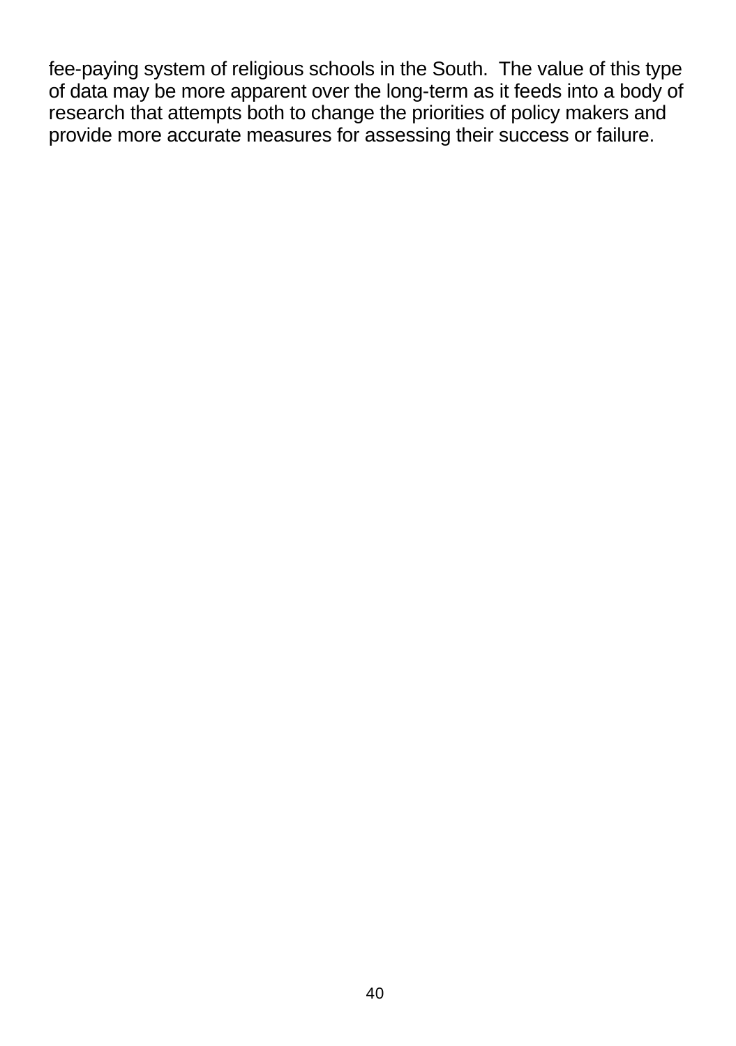fee-paying system of religious schools in the South. The value of this type of data may be more apparent over the long-term as it feeds into a body of research that attempts both to change the priorities of policy makers and provide more accurate measures for assessing their success or failure.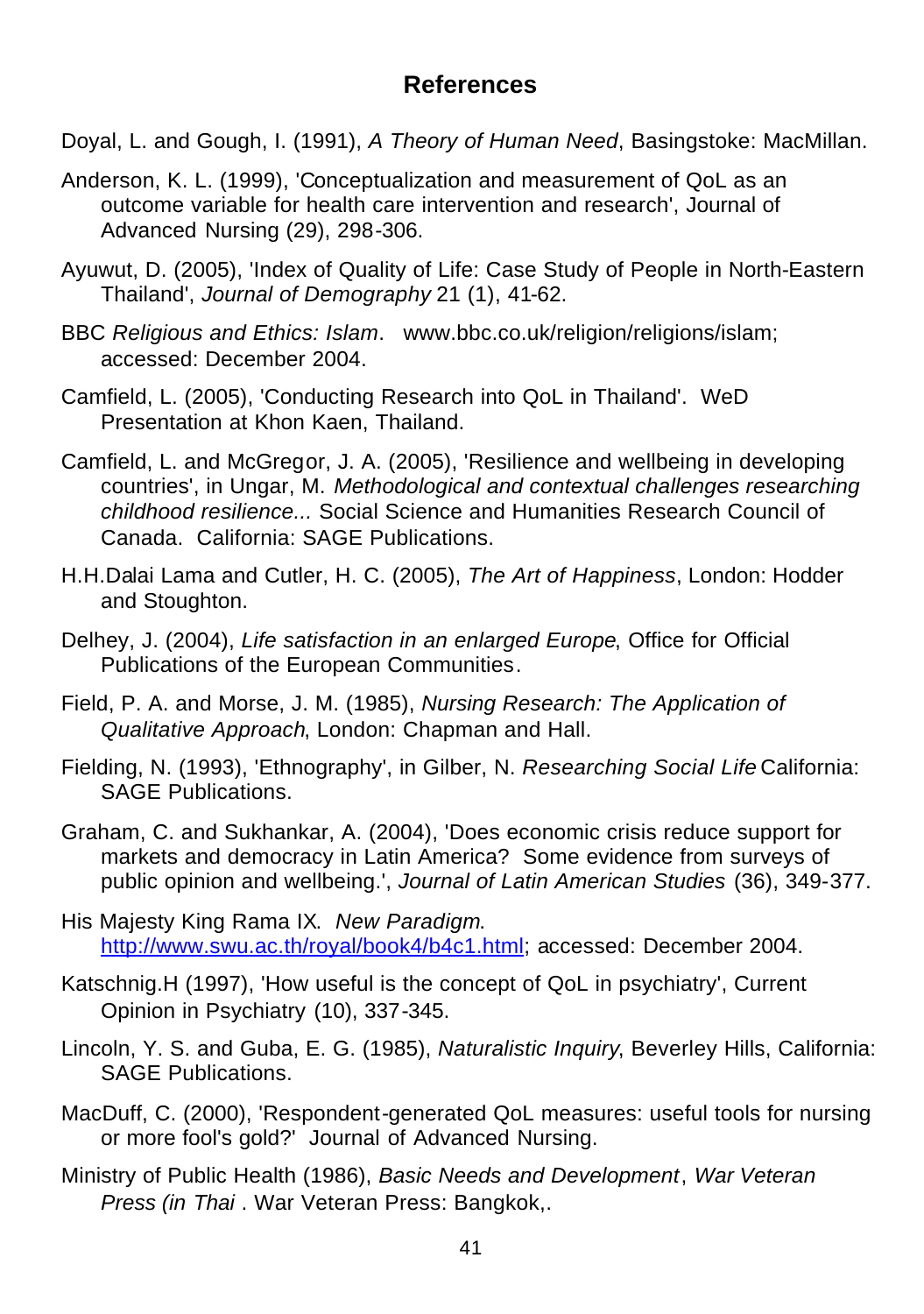## References

Doyal, L. and Gough, I. (1991), *A Theory of Human Need*, Basingstoke: MacMillan.

Anderson, K. L. (1999), 'Conceptualization and measurement of QoL as an outcome variable for health care intervention and research', Journal of Advanced Nursing (29), 298-306.

Ayuwut, D. (2005), 'Index of Quality of Life: Case Study of People in North-Eastern Thailand', *Journal of Demography* 21 (1), 41-62.

BBC *Religious and Ethics: Islam*. www.bbc.co.uk/religion/religions/islam; accessed: December 2004.

Camfield, L. (2005), 'Conducting Research into QoL in Thailand'. WeD Presentation at Khon Kaen, Thailand.

Camfield, L. and McGregor, J. A. (2005), 'Resilience and wellbeing in developing countries', in Ungar, M. *Methodological and contextual challenges researching childhood resilience...* Social Science and Humanities Research Council of Canada. California: SAGE Publications.

H.H.Dalai Lama and Cutler, H. C. (2005), *The Art of Happiness*, London: Hodder and Stoughton.

Delhey, J. (2004), *Life satisfaction in an enlarged Europe*, Office for Official Publications of the European Communities.

Field, P. A. and Morse, J. M. (1985), *Nursing Research: The Application of Qualitative Approach*, London: Chapman and Hall.

Fielding, N. (1993), 'Ethnography', in Gilber, N. *Researching Social Life* California: SAGE Publications.

Graham, C. and Sukhankar, A. (2004), 'Does economic crisis reduce support for markets and democracy in Latin America? Some evidence from surveys of public opinion and wellbeing.', *Journal of Latin American Studies* (36), 349-377.

His Majesty King Rama IX. *New Paradigm*. http://www.swu.ac.th/royal/book4/b4c1.html; accessed: December 2004.

Katschnig.H (1997), 'How useful is the concept of QoL in psychiatry', Current Opinion in Psychiatry (10), 337-345.

Lincoln, Y. S. and Guba, E. G. (1985), *Naturalistic Inquiry*, Beverley Hills, California: SAGE Publications.

MacDuff, C. (2000), 'Respondent-generated QoL measures: useful tools for nursing or more fool's gold?' Journal of Advanced Nursing.

Ministry of Public Health (1986), *Basic Needs and Development*, *War Veteran Press (in Thai* . War Veteran Press: Bangkok,.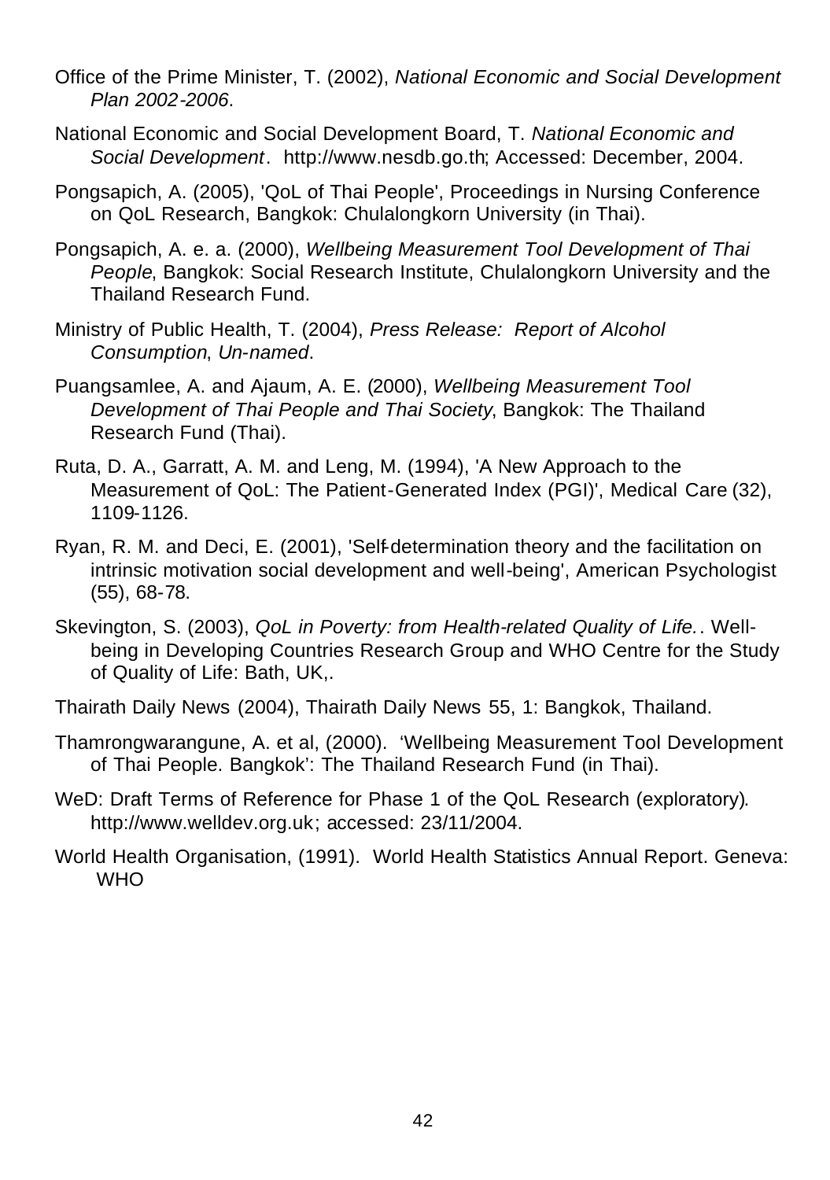Office of the Prime Minister, T. (2002), *National Economic and Social Development Plan 2002-2006*.

National Economic and Social Development Board, T. *National Economic and Social Development*. http://www.nesdb.go.th; Accessed: December, 2004.

Pongsapich, A. (2005), 'QoL of Thai People', Proceedings in Nursing Conference on QoL Research, Bangkok: Chulalongkorn University (in Thai).

Pongsapich, A. e. a. (2000), *Wellbeing Measurement Tool Development of Thai People*, Bangkok: Social Research Institute, Chulalongkorn University and the Thailand Research Fund.

Ministry of Public Health, T. (2004), *Press Release: Report of Alcohol Consumption*, *Un-named*.

Puangsamlee, A. and Ajaum, A. E. (2000), *Wellbeing Measurement Tool Development of Thai People and Thai Society*, Bangkok: The Thailand Research Fund (Thai).

Ruta, D. A., Garratt, A. M. and Leng, M. (1994), 'A New Approach to the Measurement of QoL: The Patient-Generated Index (PGI)', Medical Care (32), 1109-1126.

Ryan, R. M. and Deci, E. (2001), 'Self-determination theory and the facilitation on intrinsic motivation social development and well-being', American Psychologist (55), 68-78.

Skevington, S. (2003), *QoL in Poverty: from Health-related Quality of Life.*. Well-being in Developing Countries Research Group and WHO Centre for the Study of Quality of Life: Bath, UK,.

Thairath Daily News (2004), Thairath Daily News 55, 1: Bangkok, Thailand.

Thamrongwarangune, A. et al, (2000). 'Wellbeing Measurement Tool Development of Thai People. Bangkok': The Thailand Research Fund (in Thai).

WeD: Draft Terms of Reference for Phase 1 of the QoL Research (exploratory). http://www.welldev.org.uk; accessed: 23/11/2004.

World Health Organisation, (1991). World Health Statistics Annual Report. Geneva: WHO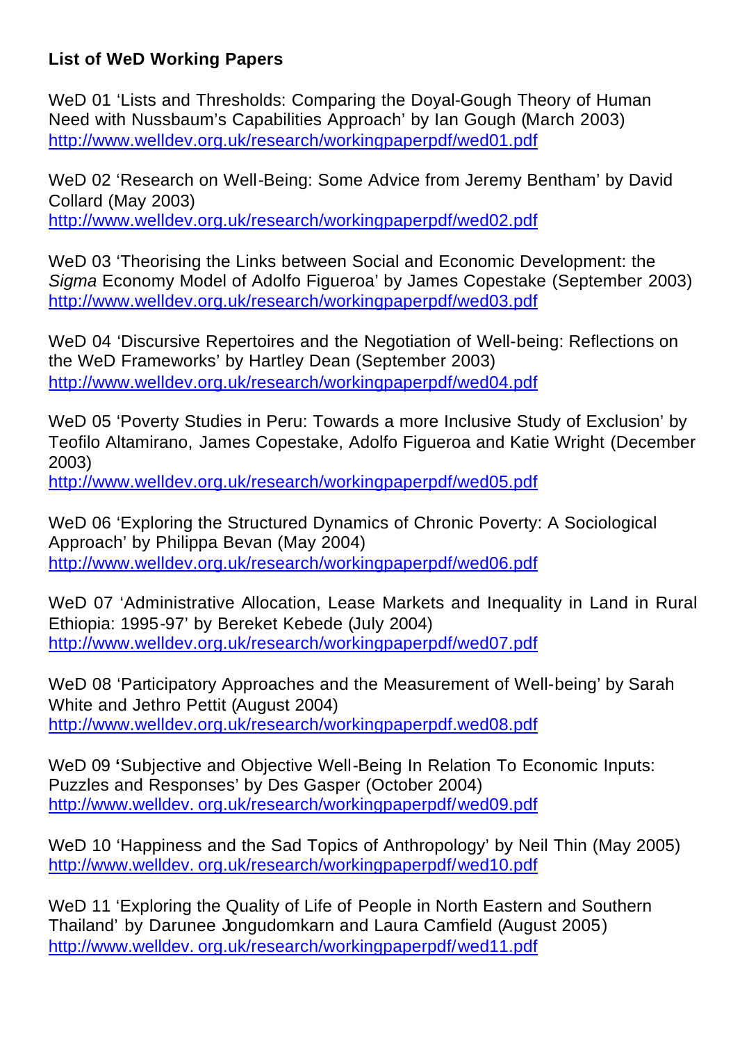**List of WeD Working Papers**

WeD 01 'Lists and Thresholds: Comparing the Doyal-Gough Theory of Human Need with Nussbaum's Capabilities Approach' by Ian Gough (March 2003)
http://www.welldev.org.uk/research/workingpaperpdf/wed01.pdf

WeD 02 'Research on Well-Being: Some Advice from Jeremy Bentham' by David Collard (May 2003)
http://www.welldev.org.uk/research/workingpaperpdf/wed02.pdf

WeD 03 'Theorising the Links between Social and Economic Development: the *Sigma* Economy Model of Adolfo Figueroa' by James Copestake (September 2003)
http://www.welldev.org.uk/research/workingpaperpdf/wed03.pdf

WeD 04 'Discursive Repertoires and the Negotiation of Well-being: Reflections on the WeD Frameworks' by Hartley Dean (September 2003)
http://www.welldev.org.uk/research/workingpaperpdf/wed04.pdf

WeD 05 'Poverty Studies in Peru: Towards a more Inclusive Study of Exclusion' by Teofilo Altamirano, James Copestake, Adolfo Figueroa and Katie Wright (December 2003)
http://www.welldev.org.uk/research/workingpaperpdf/wed05.pdf

WeD 06 'Exploring the Structured Dynamics of Chronic Poverty: A Sociological Approach' by Philippa Bevan (May 2004)
http://www.welldev.org.uk/research/workingpaperpdf/wed06.pdf

WeD 07 'Administrative Allocation, Lease Markets and Inequality in Land in Rural Ethiopia: 1995-97' by Bereket Kebede (July 2004)
http://www.welldev.org.uk/research/workingpaperpdf/wed07.pdf

WeD 08 'Participatory Approaches and the Measurement of Well-being' by Sarah White and Jethro Pettit (August 2004)
http://www.welldev.org.uk/research/workingpaperpdf.wed08.pdf

WeD 09 'Subjective and Objective Well-Being In Relation To Economic Inputs: Puzzles and Responses' by Des Gasper (October 2004)
http://www.welldev. org.uk/research/workingpaperpdf/wed09.pdf

WeD 10 'Happiness and the Sad Topics of Anthropology' by Neil Thin (May 2005)
http://www.welldev. org.uk/research/workingpaperpdf/wed10.pdf

WeD 11 'Exploring the Quality of Life of People in North Eastern and Southern Thailand' by Darunee Jongudomkarn and Laura Camfield (August 2005)
http://www.welldev. org.uk/research/workingpaperpdf/wed11.pdf